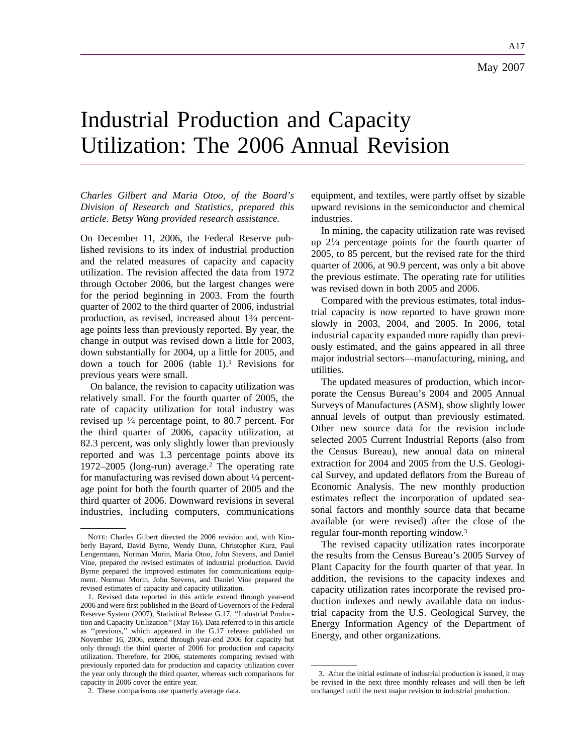# Industrial Production and Capacity Utilization: The 2006 Annual Revision

*Charles Gilbert and Maria Otoo, of the Board's Division of Research and Statistics, prepared this article. Betsy Wang provided research assistance.*

On December 11, 2006, the Federal Reserve published revisions to its index of industrial production and the related measures of capacity and capacity utilization. The revision affected the data from 1972 through October 2006, but the largest changes were for the period beginning in 2003. From the fourth quarter of 2002 to the third quarter of 2006, industrial production, as revised, increased about 1¾ percentage points less than previously reported. By year, the change in output was revised down a little for 2003, down substantially for 2004, up a little for 2005, and down a touch for 2006 (table 1).[1] Revisions for previous years were small.

On balance, the revision to capacity utilization was relatively small. For the fourth quarter of 2005, the rate of capacity utilization for total industry was revised up ¼ percentage point, to 80.7 percent. For the third quarter of 2006, capacity utilization, at 82.3 percent, was only slightly lower than previously reported and was 1.3 percentage points above its 1972–2005 (long-run) average.[2] The operating rate for manufacturing was revised down about ¼ percentage point for both the fourth quarter of 2005 and the third quarter of 2006. Downward revisions in several industries, including computers, communications equipment, and textiles, were partly offset by sizable upward revisions in the semiconductor and chemical industries.

In mining, the capacity utilization rate was revised up 2¼ percentage points for the fourth quarter of 2005, to 85 percent, but the revised rate for the third quarter of 2006, at 90.9 percent, was only a bit above the previous estimate. The operating rate for utilities was revised down in both 2005 and 2006.

Compared with the previous estimates, total industrial capacity is now reported to have grown more slowly in 2003, 2004, and 2005. In 2006, total industrial capacity expanded more rapidly than previously estimated, and the gains appeared in all three major industrial sectors—manufacturing, mining, and utilities.

The updated measures of production, which incorporate the Census Bureau's 2004 and 2005 Annual Surveys of Manufactures (ASM), show slightly lower annual levels of output than previously estimated. Other new source data for the revision include selected 2005 Current Industrial Reports (also from the Census Bureau), new annual data on mineral extraction for 2004 and 2005 from the U.S. Geological Survey, and updated deflators from the Bureau of Economic Analysis. The new monthly production estimates reflect the incorporation of updated seasonal factors and monthly source data that became available (or were revised) after the close of the regular four-month reporting window.[3]

The revised capacity utilization rates incorporate the results from the Census Bureau's 2005 Survey of Plant Capacity for the fourth quarter of that year. In addition, the revisions to the capacity indexes and capacity utilization rates incorporate the revised production indexes and newly available data on industrial capacity from the U.S. Geological Survey, the Energy Information Agency of the Department of Energy, and other organizations.

---

NOTE: Charles Gilbert directed the 2006 revision and, with Kimberly Bayard, David Byrne, Wendy Dunn, Christopher Kurz, Paul Lengermann, Norman Morin, Maria Otoo, John Stevens, and Daniel Vine, prepared the revised estimates of industrial production. David Byrne prepared the improved estimates for communications equipment. Norman Morin, John Stevens, and Daniel Vine prepared the revised estimates of capacity and capacity utilization.

1. Revised data reported in this article extend through year-end 2006 and were first published in the Board of Governors of the Federal Reserve System (2007), Statistical Release G.17, "Industrial Production and Capacity Utilization" (May 16). Data referred to in this article as "previous," which appeared in the G.17 release published on November 16, 2006, extend through year-end 2006 for capacity but only through the third quarter of 2006 for production and capacity utilization. Therefore, for 2006, statements comparing revised with previously reported data for production and capacity utilization cover the year only through the third quarter, whereas such comparisons for capacity in 2006 cover the entire year.

2. These comparisons use quarterly average data.

3. After the initial estimate of industrial production is issued, it may be revised in the next three monthly releases and will then be left unchanged until the next major revision to industrial production.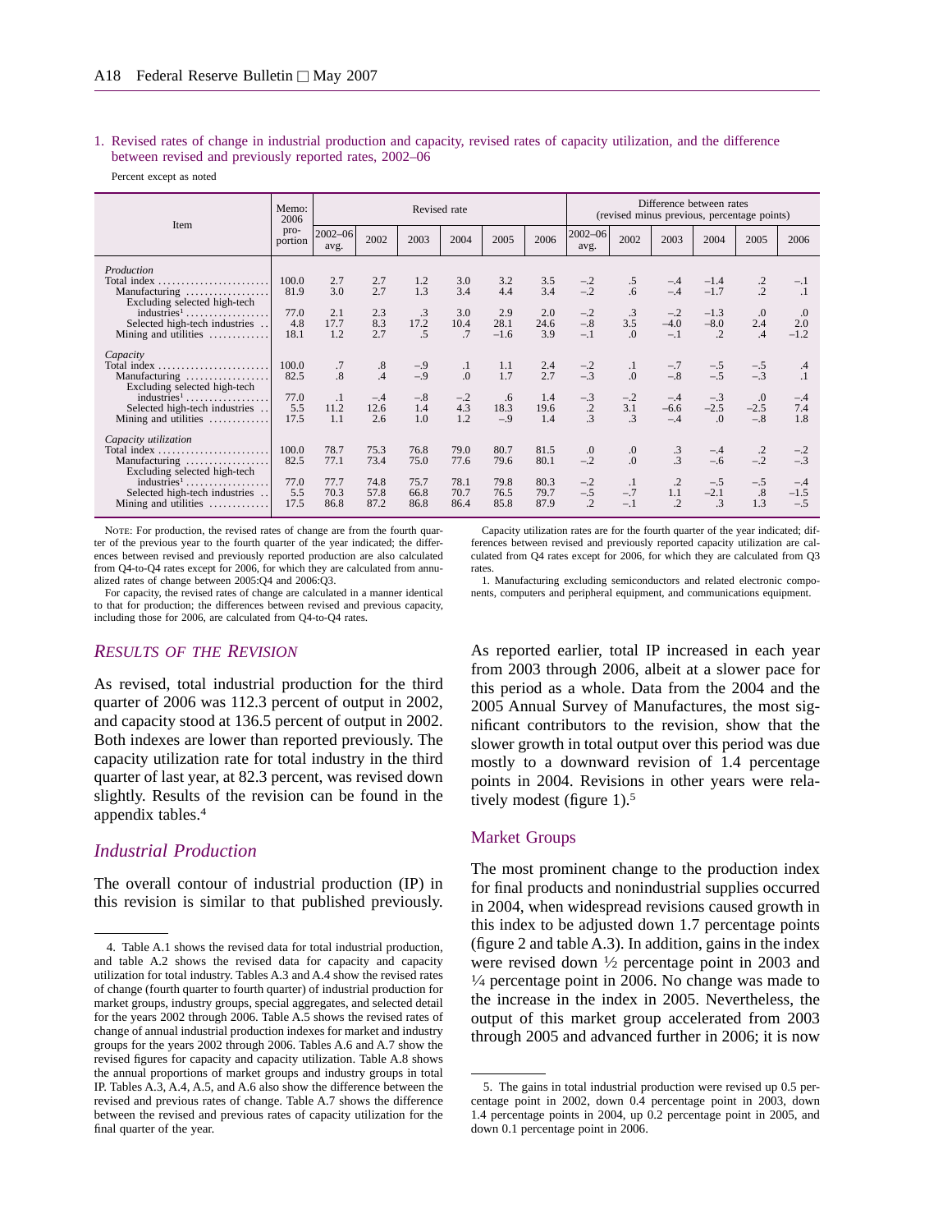1. Revised rates of change in industrial production and capacity, revised rates of capacity utilization, and the difference between revised and previously reported rates, 2002–06

Percent except as noted

| Item | Memo: 2006 proportion | Revised rate | | | | | | Difference between rates (revised minus previous, percentage points) | | | | | |
|---|---|---|---|---|---|---|---|---|---|---|---|---|---|
| | | 2002–06 avg. | 2002 | 2003 | 2004 | 2005 | 2006 | 2002–06 avg. | 2002 | 2003 | 2004 | 2005 | 2006 |
| *Production* | | | | | | | | | | | | | |
| Total index | 100.0 | 2.7 | 2.7 | 1.2 | 3.0 | 3.2 | 3.5 | −.2 | .5 | −.4 | −1.4 | .2 | −.1 |
| Manufacturing | 81.9 | 3.0 | 2.7 | 1.3 | 3.4 | 4.4 | 3.4 | −.2 | .6 | −.4 | −1.7 | .2 | .1 |
| Excluding selected high-tech industries[1] | 77.0 | 2.1 | 2.3 | .3 | 3.0 | 2.9 | 2.0 | −.2 | .3 | −.2 | −1.3 | .0 | .0 |
| Selected high-tech industries | 4.8 | 17.7 | 8.3 | 17.2 | 10.4 | 28.1 | 24.6 | −.8 | 3.5 | −4.0 | −8.0 | 2.4 | 2.0 |
| Mining and utilities | 18.1 | 1.2 | 2.7 | .5 | .7 | −1.6 | 3.9 | −.1 | .0 | −.1 | .2 | .4 | −1.2 |
| *Capacity* | | | | | | | | | | | | | |
| Total index | 100.0 | .7 | .8 | −.9 | .1 | 1.1 | 2.4 | −.2 | .1 | −.7 | −.5 | −.5 | .4 |
| Manufacturing | 82.5 | .8 | .4 | −.9 | .0 | 1.7 | 2.7 | −.3 | .0 | −.8 | −.5 | −.3 | .1 |
| Excluding selected high-tech industries[1] | 77.0 | .1 | −.4 | −.8 | −.2 | .6 | 1.4 | −.3 | −.2 | −.4 | −.3 | .0 | −.4 |
| Selected high-tech industries | 5.5 | 11.2 | 12.6 | 1.4 | 4.3 | 18.3 | 19.6 | .2 | 3.1 | −6.6 | −2.5 | −2.5 | 7.4 |
| Mining and utilities | 17.5 | 1.1 | 2.6 | 1.0 | 1.2 | −.9 | 1.4 | .3 | .3 | −.4 | .0 | −.8 | 1.8 |
| *Capacity utilization* | | | | | | | | | | | | | |
| Total index | 100.0 | 78.7 | 75.3 | 76.8 | 79.0 | 80.7 | 81.5 | .0 | .0 | .3 | −.4 | .2 | −.2 |
| Manufacturing | 82.5 | 77.1 | 73.4 | 75.0 | 77.6 | 79.6 | 80.1 | −.2 | .0 | .3 | −.6 | −.2 | −.3 |
| Excluding selected high-tech industries[1] | 77.0 | 77.7 | 74.8 | 75.7 | 78.1 | 79.8 | 80.3 | −.2 | .1 | .2 | −.5 | −.5 | −.4 |
| Selected high-tech industries | 5.5 | 70.3 | 57.8 | 66.8 | 70.7 | 76.5 | 79.7 | −.5 | −.7 | 1.1 | −2.1 | .8 | −1.5 |
| Mining and utilities | 17.5 | 86.8 | 87.2 | 86.8 | 86.4 | 85.8 | 87.9 | .2 | −.1 | .2 | .3 | 1.3 | −.5 |

NOTE: For production, the revised rates of change are from the fourth quarter of the previous year to the fourth quarter of the year indicated; the differences between revised and previously reported production are also calculated from Q4-to-Q4 rates except for 2006, for which they are calculated from annualized rates of change between 2005:Q4 and 2006:Q3.

For capacity, the revised rates of change are calculated in a manner identical to that for production; the differences between revised and previous capacity, including those for 2006, are calculated from Q4-to-Q4 rates.

Capacity utilization rates are for the fourth quarter of the year indicated; differences between revised and previously reported capacity utilization are calculated from Q4 rates except for 2006, for which they are calculated from Q3 rates.

1. Manufacturing excluding semiconductors and related electronic components, computers and peripheral equipment, and communications equipment.

## RESULTS OF THE REVISION

As revised, total industrial production for the third quarter of 2006 was 112.3 percent of output in 2002, and capacity stood at 136.5 percent of output in 2002. Both indexes are lower than reported previously. The capacity utilization rate for total industry in the third quarter of last year, at 82.3 percent, was revised down slightly. Results of the revision can be found in the appendix tables.[4]

### Industrial Production

The overall contour of industrial production (IP) in this revision is similar to that published previously. As reported earlier, total IP increased in each year from 2003 through 2006, albeit at a slower pace for this period as a whole. Data from the 2004 and the 2005 Annual Survey of Manufactures, the most significant contributors to the revision, show that the slower growth in total output over this period was due mostly to a downward revision of 1.4 percentage points in 2004. Revisions in other years were relatively modest (figure 1).[5]

#### Market Groups

The most prominent change to the production index for final products and nonindustrial supplies occurred in 2004, when widespread revisions caused growth in this index to be adjusted down 1.7 percentage points (figure 2 and table A.3). In addition, gains in the index were revised down ½ percentage point in 2003 and ¼ percentage point in 2006. No change was made to the increase in the index in 2005. Nevertheless, the output of this market group accelerated from 2003 through 2005 and advanced further in 2006; it is now

4. Table A.1 shows the revised data for total industrial production, and table A.2 shows the revised data for capacity and capacity utilization for total industry. Tables A.3 and A.4 show the revised rates of change (fourth quarter to fourth quarter) of industrial production for market groups, industry groups, special aggregates, and selected detail for the years 2002 through 2006. Table A.5 shows the revised rates of change of annual industrial production indexes for market and industry groups for the years 2002 through 2006. Tables A.6 and A.7 show the revised figures for capacity and capacity utilization. Table A.8 shows the annual proportions of market groups and industry groups in total IP. Tables A.3, A.4, A.5, and A.6 also show the difference between the revised and previous rates of change. Table A.7 shows the difference between the revised and previous rates of capacity utilization for the final quarter of the year.

5. The gains in total industrial production were revised up 0.5 percentage point in 2002, down 0.4 percentage point in 2003, down 1.4 percentage points in 2004, up 0.2 percentage point in 2005, and down 0.1 percentage point in 2006.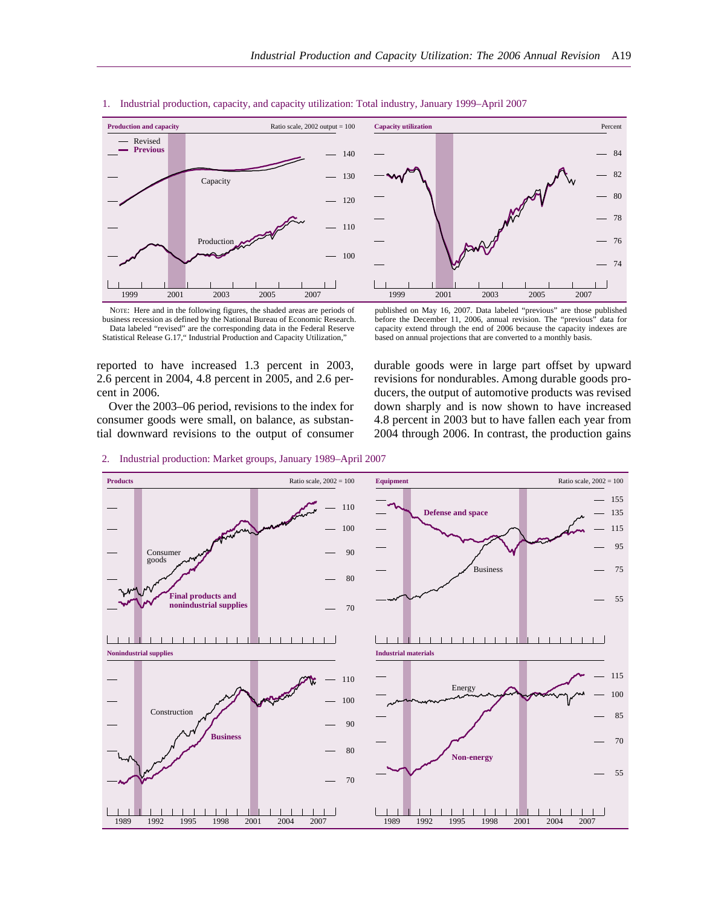1. Industrial production, capacity, and capacity utilization: Total industry, January 1999–April 2007

NOTE: Here and in the following figures, the shaded areas are periods of business recession as defined by the National Bureau of Economic Research. Data labeled "revised" are the corresponding data in the Federal Reserve Statistical Release G.17," Industrial Production and Capacity Utilization," published on May 16, 2007. Data labeled "previous" are those published before the December 11, 2006, annual revision. The "previous" data for capacity extend through the end of 2006 because the capacity indexes are based on annual projections that are converted to a monthly basis.

reported to have increased 1.3 percent in 2003, 2.6 percent in 2004, 4.8 percent in 2005, and 2.6 percent in 2006.

Over the 2003–06 period, revisions to the index for consumer goods were small, on balance, as substantial downward revisions to the output of consumer durable goods were in large part offset by upward revisions for nondurables. Among durable goods producers, the output of automotive products was revised down sharply and is now shown to have increased 4.8 percent in 2003 but to have fallen each year from 2004 through 2006. In contrast, the production gains

2. Industrial production: Market groups, January 1989–April 2007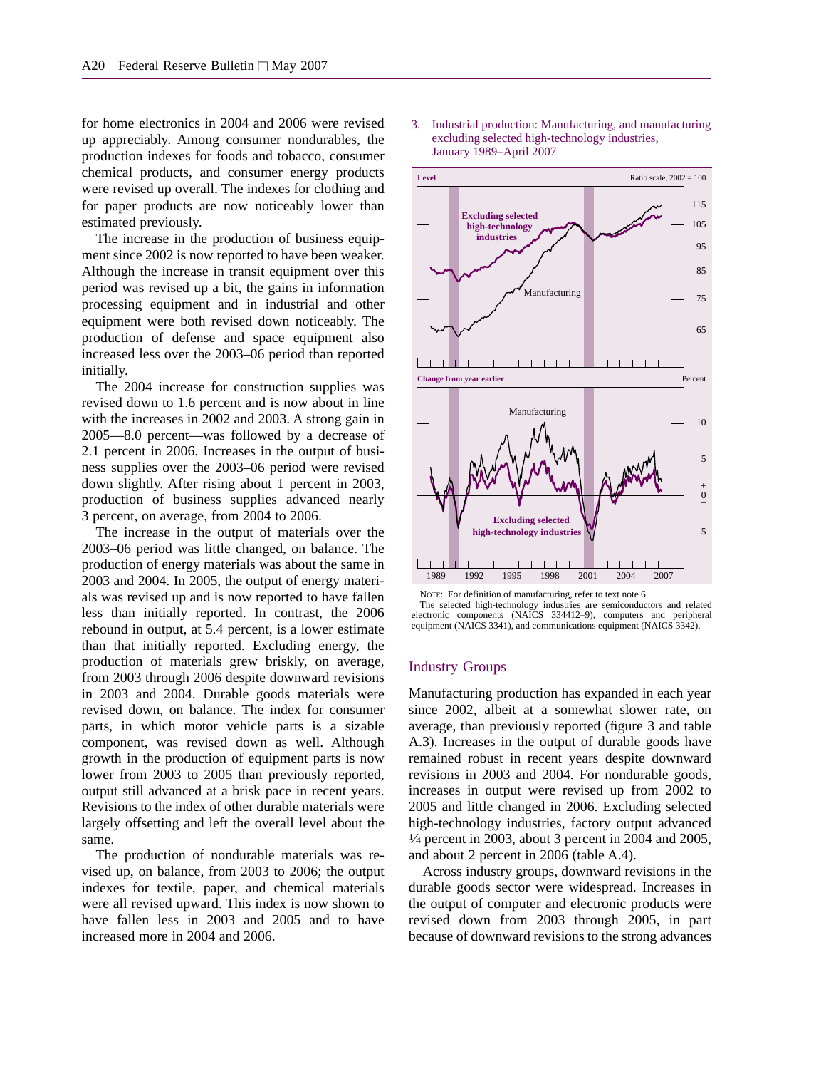for home electronics in 2004 and 2006 were revised up appreciably. Among consumer nondurables, the production indexes for foods and tobacco, consumer chemical products, and consumer energy products were revised up overall. The indexes for clothing and for paper products are now noticeably lower than estimated previously.

The increase in the production of business equipment since 2002 is now reported to have been weaker. Although the increase in transit equipment over this period was revised up a bit, the gains in information processing equipment and in industrial and other equipment were both revised down noticeably. The production of defense and space equipment also increased less over the 2003–06 period than reported initially.

The 2004 increase for construction supplies was revised down to 1.6 percent and is now about in line with the increases in 2002 and 2003. A strong gain in 2005—8.0 percent—was followed by a decrease of 2.1 percent in 2006. Increases in the output of business supplies over the 2003–06 period were revised down slightly. After rising about 1 percent in 2003, production of business supplies advanced nearly 3 percent, on average, from 2004 to 2006.

The increase in the output of materials over the 2003–06 period was little changed, on balance. The production of energy materials was about the same in 2003 and 2004. In 2005, the output of energy materials was revised up and is now reported to have fallen less than initially reported. In contrast, the 2006 rebound in output, at 5.4 percent, is a lower estimate than that initially reported. Excluding energy, the production of materials grew briskly, on average, from 2003 through 2006 despite downward revisions in 2003 and 2004. Durable goods materials were revised down, on balance. The index for consumer parts, in which motor vehicle parts is a sizable component, was revised down as well. Although growth in the production of equipment parts is now lower from 2003 to 2005 than previously reported, output still advanced at a brisk pace in recent years. Revisions to the index of other durable materials were largely offsetting and left the overall level about the same.

The production of nondurable materials was revised up, on balance, from 2003 to 2006; the output indexes for textile, paper, and chemical materials were all revised upward. This index is now shown to have fallen less in 2003 and 2005 and to have increased more in 2004 and 2006.

3. Industrial production: Manufacturing, and manufacturing excluding selected high-technology industries, January 1989–April 2007

NOTE: For definition of manufacturing, refer to text note 6.

The selected high-technology industries are semiconductors and related electronic components (NAICS 334412–9), computers and peripheral equipment (NAICS 3341), and communications equipment (NAICS 3342).

## Industry Groups

Manufacturing production has expanded in each year since 2002, albeit at a somewhat slower rate, on average, than previously reported (figure 3 and table A.3). Increases in the output of durable goods have remained robust in recent years despite downward revisions in 2003 and 2004. For nondurable goods, increases in output were revised up from 2002 to 2005 and little changed in 2006. Excluding selected high-technology industries, factory output advanced ¼ percent in 2003, about 3 percent in 2004 and 2005, and about 2 percent in 2006 (table A.4).

Across industry groups, downward revisions in the durable goods sector were widespread. Increases in the output of computer and electronic products were revised down from 2003 through 2005, in part because of downward revisions to the strong advances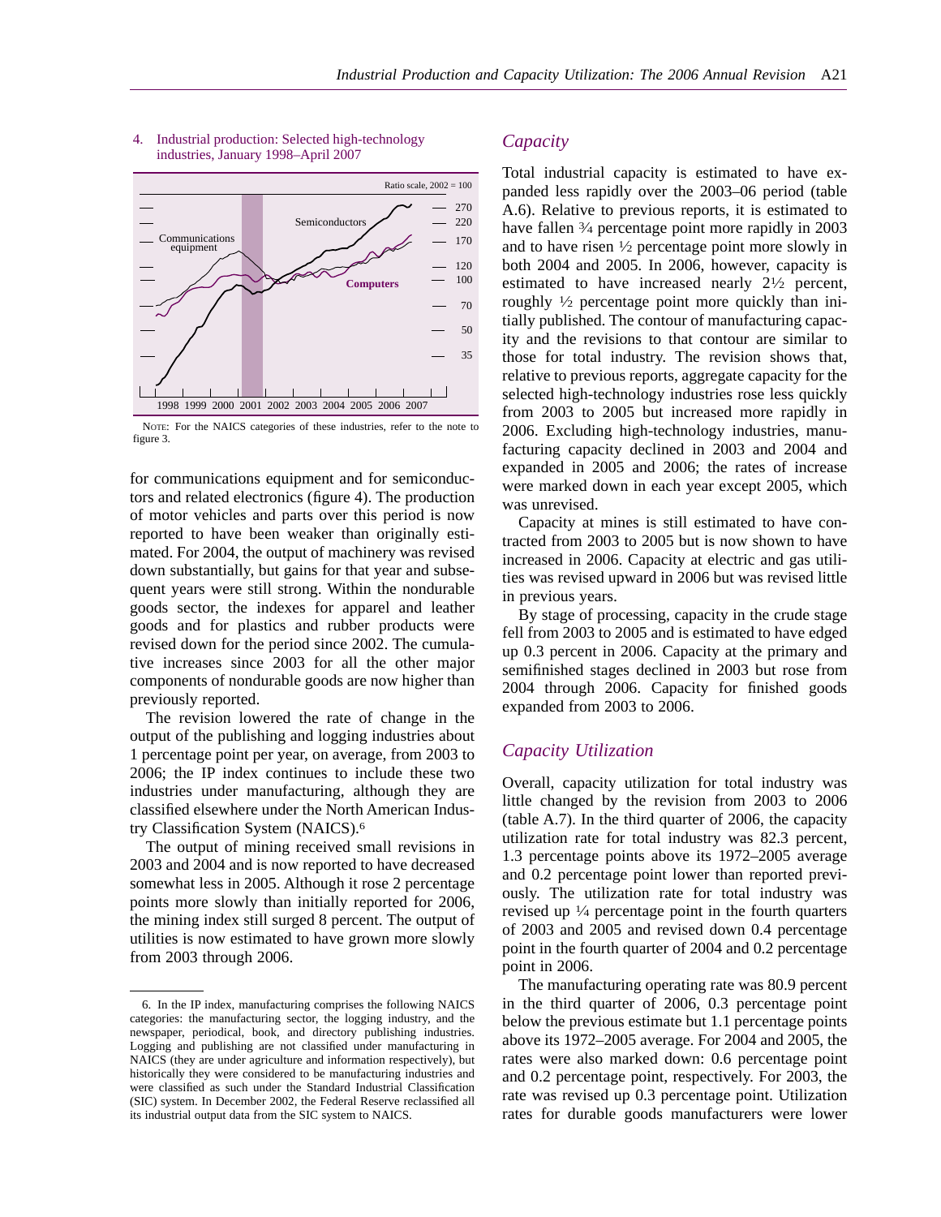4. Industrial production: Selected high-technology industries, January 1998–April 2007

NOTE: For the NAICS categories of these industries, refer to the note to figure 3.

for communications equipment and for semiconductors and related electronics (figure 4). The production of motor vehicles and parts over this period is now reported to have been weaker than originally estimated. For 2004, the output of machinery was revised down substantially, but gains for that year and subsequent years were still strong. Within the nondurable goods sector, the indexes for apparel and leather goods and for plastics and rubber products were revised down for the period since 2002. The cumulative increases since 2003 for all the other major components of nondurable goods are now higher than previously reported.

The revision lowered the rate of change in the output of the publishing and logging industries about 1 percentage point per year, on average, from 2003 to 2006; the IP index continues to include these two industries under manufacturing, although they are classified elsewhere under the North American Industry Classification System (NAICS).[6]

The output of mining received small revisions in 2003 and 2004 and is now reported to have decreased somewhat less in 2005. Although it rose 2 percentage points more slowly than initially reported for 2006, the mining index still surged 8 percent. The output of utilities is now estimated to have grown more slowly from 2003 through 2006.

## *Capacity*

Total industrial capacity is estimated to have expanded less rapidly over the 2003–06 period (table A.6). Relative to previous reports, it is estimated to have fallen ¾ percentage point more rapidly in 2003 and to have risen ½ percentage point more slowly in both 2004 and 2005. In 2006, however, capacity is estimated to have increased nearly 2½ percent, roughly ½ percentage point more quickly than initially published. The contour of manufacturing capacity and the revisions to that contour are similar to those for total industry. The revision shows that, relative to previous reports, aggregate capacity for the selected high-technology industries rose less quickly from 2003 to 2005 but increased more rapidly in 2006. Excluding high-technology industries, manufacturing capacity declined in 2003 and 2004 and expanded in 2005 and 2006; the rates of increase were marked down in each year except 2005, which was unrevised.

Capacity at mines is still estimated to have contracted from 2003 to 2005 but is now shown to have increased in 2006. Capacity at electric and gas utilities was revised upward in 2006 but was revised little in previous years.

By stage of processing, capacity in the crude stage fell from 2003 to 2005 and is estimated to have edged up 0.3 percent in 2006. Capacity at the primary and semifinished stages declined in 2003 but rose from 2004 through 2006. Capacity for finished goods expanded from 2003 to 2006.

## *Capacity Utilization*

Overall, capacity utilization for total industry was little changed by the revision from 2003 to 2006 (table A.7). In the third quarter of 2006, the capacity utilization rate for total industry was 82.3 percent, 1.3 percentage points above its 1972–2005 average and 0.2 percentage point lower than reported previously. The utilization rate for total industry was revised up ¼ percentage point in the fourth quarters of 2003 and 2005 and revised down 0.4 percentage point in the fourth quarter of 2004 and 0.2 percentage point in 2006.

The manufacturing operating rate was 80.9 percent in the third quarter of 2006, 0.3 percentage point below the previous estimate but 1.1 percentage points above its 1972–2005 average. For 2004 and 2005, the rates were also marked down: 0.6 percentage point and 0.2 percentage point, respectively. For 2003, the rate was revised up 0.3 percentage point. Utilization rates for durable goods manufacturers were lower

---

6. In the IP index, manufacturing comprises the following NAICS categories: the manufacturing sector, the logging industry, and the newspaper, periodical, book, and directory publishing industries. Logging and publishing are not classified under manufacturing in NAICS (they are under agriculture and information respectively), but historically they were considered to be manufacturing industries and were classified as such under the Standard Industrial Classification (SIC) system. In December 2002, the Federal Reserve reclassified all its industrial output data from the SIC system to NAICS.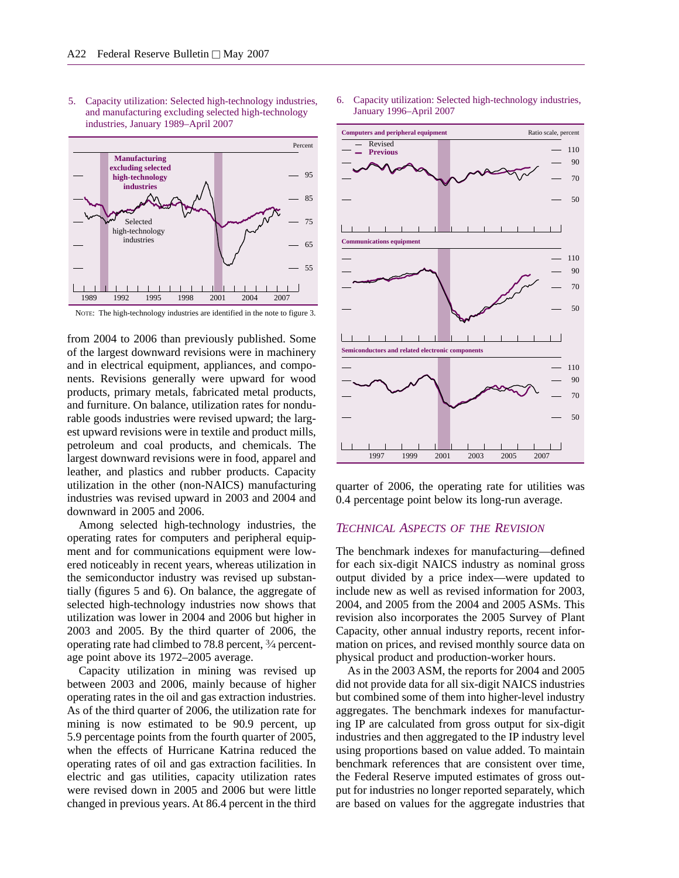5. Capacity utilization: Selected high-technology industries, and manufacturing excluding selected high-technology industries, January 1989–April 2007

NOTE: The high-technology industries are identified in the note to figure 3.

6. Capacity utilization: Selected high-technology industries, January 1996–April 2007

from 2004 to 2006 than previously published. Some of the largest downward revisions were in machinery and in electrical equipment, appliances, and components. Revisions generally were upward for wood products, primary metals, fabricated metal products, and furniture. On balance, utilization rates for nondurable goods industries were revised upward; the largest upward revisions were in textile and product mills, petroleum and coal products, and chemicals. The largest downward revisions were in food, apparel and leather, and plastics and rubber products. Capacity utilization in the other (non-NAICS) manufacturing industries was revised upward in 2003 and 2004 and downward in 2005 and 2006.

Among selected high-technology industries, the operating rates for computers and peripheral equipment and for communications equipment were lowered noticeably in recent years, whereas utilization in the semiconductor industry was revised up substantially (figures 5 and 6). On balance, the aggregate of selected high-technology industries now shows that utilization was lower in 2004 and 2006 but higher in 2003 and 2005. By the third quarter of 2006, the operating rate had climbed to 78.8 percent, ¾ percentage point above its 1972–2005 average.

Capacity utilization in mining was revised up between 2003 and 2006, mainly because of higher operating rates in the oil and gas extraction industries. As of the third quarter of 2006, the utilization rate for mining is now estimated to be 90.9 percent, up 5.9 percentage points from the fourth quarter of 2005, when the effects of Hurricane Katrina reduced the operating rates of oil and gas extraction facilities. In electric and gas utilities, capacity utilization rates were revised down in 2005 and 2006 but were little changed in previous years. At 86.4 percent in the third quarter of 2006, the operating rate for utilities was 0.4 percentage point below its long-run average.

## *Technical Aspects of the Revision*

The benchmark indexes for manufacturing—defined for each six-digit NAICS industry as nominal gross output divided by a price index—were updated to include new as well as revised information for 2003, 2004, and 2005 from the 2004 and 2005 ASMs. This revision also incorporates the 2005 Survey of Plant Capacity, other annual industry reports, recent information on prices, and revised monthly source data on physical product and production-worker hours.

As in the 2003 ASM, the reports for 2004 and 2005 did not provide data for all six-digit NAICS industries but combined some of them into higher-level industry aggregates. The benchmark indexes for manufacturing IP are calculated from gross output for six-digit industries and then aggregated to the IP industry level using proportions based on value added. To maintain benchmark references that are consistent over time, the Federal Reserve imputed estimates of gross output for industries no longer reported separately, which are based on values for the aggregate industries that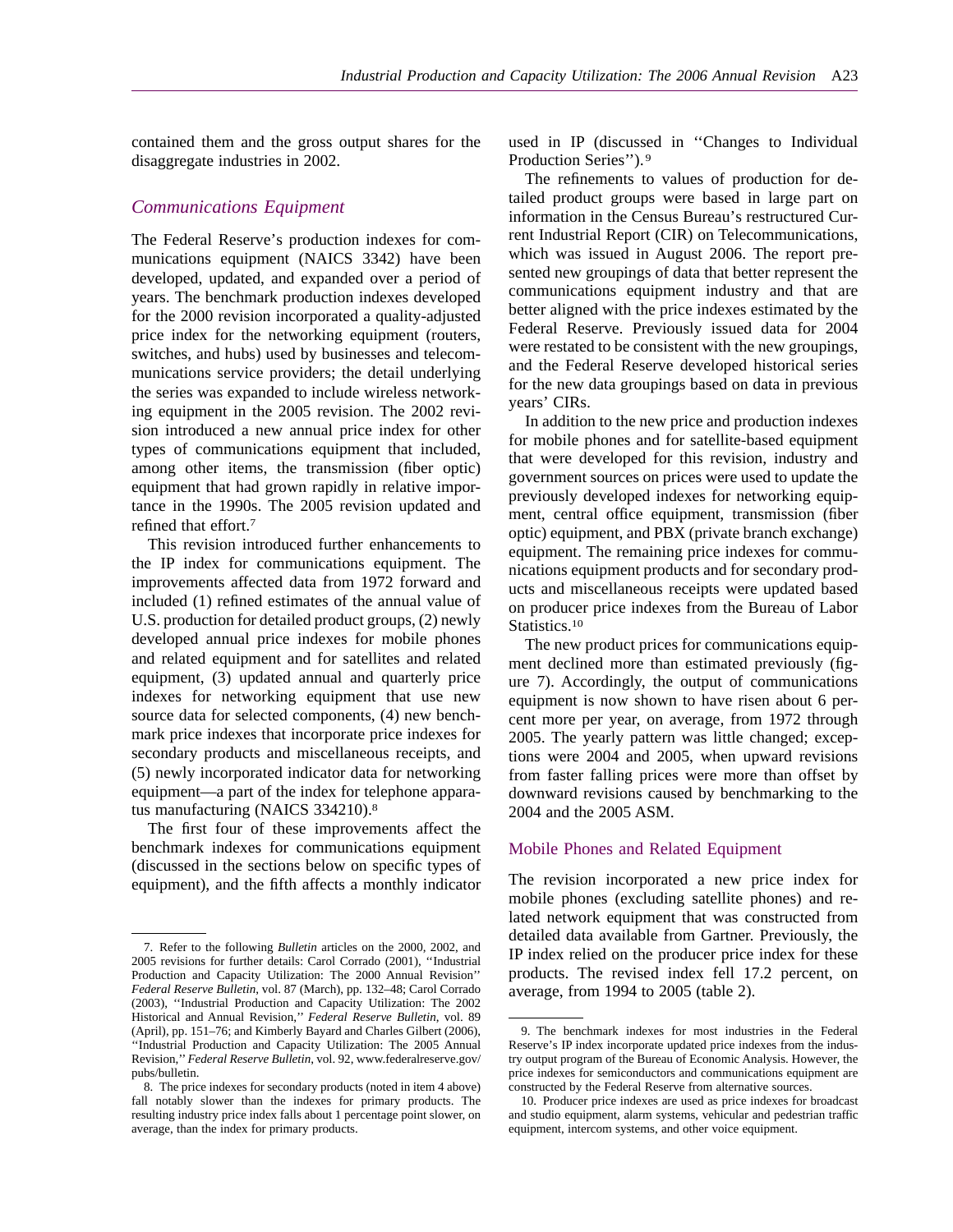contained them and the gross output shares for the disaggregate industries in 2002.

## *Communications Equipment*

The Federal Reserve's production indexes for communications equipment (NAICS 3342) have been developed, updated, and expanded over a period of years. The benchmark production indexes developed for the 2000 revision incorporated a quality-adjusted price index for the networking equipment (routers, switches, and hubs) used by businesses and telecommunications service providers; the detail underlying the series was expanded to include wireless networking equipment in the 2005 revision. The 2002 revision introduced a new annual price index for other types of communications equipment that included, among other items, the transmission (fiber optic) equipment that had grown rapidly in relative importance in the 1990s. The 2005 revision updated and refined that effort.[7]

This revision introduced further enhancements to the IP index for communications equipment. The improvements affected data from 1972 forward and included (1) refined estimates of the annual value of U.S. production for detailed product groups, (2) newly developed annual price indexes for mobile phones and related equipment and for satellites and related equipment, (3) updated annual and quarterly price indexes for networking equipment that use new source data for selected components, (4) new benchmark price indexes that incorporate price indexes for secondary products and miscellaneous receipts, and (5) newly incorporated indicator data for networking equipment—a part of the index for telephone apparatus manufacturing (NAICS 334210).[8]

The first four of these improvements affect the benchmark indexes for communications equipment (discussed in the sections below on specific types of equipment), and the fifth affects a monthly indicator used in IP (discussed in ''Changes to Individual Production Series'').[9]

The refinements to values of production for detailed product groups were based in large part on information in the Census Bureau's restructured Current Industrial Report (CIR) on Telecommunications, which was issued in August 2006. The report presented new groupings of data that better represent the communications equipment industry and that are better aligned with the price indexes estimated by the Federal Reserve. Previously issued data for 2004 were restated to be consistent with the new groupings, and the Federal Reserve developed historical series for the new data groupings based on data in previous years' CIRs.

In addition to the new price and production indexes for mobile phones and for satellite-based equipment that were developed for this revision, industry and government sources on prices were used to update the previously developed indexes for networking equipment, central office equipment, transmission (fiber optic) equipment, and PBX (private branch exchange) equipment. The remaining price indexes for communications equipment products and for secondary products and miscellaneous receipts were updated based on producer price indexes from the Bureau of Labor Statistics.[10]

The new product prices for communications equipment declined more than estimated previously (figure 7). Accordingly, the output of communications equipment is now shown to have risen about 6 percent more per year, on average, from 1972 through 2005. The yearly pattern was little changed; exceptions were 2004 and 2005, when upward revisions from faster falling prices were more than offset by downward revisions caused by benchmarking to the 2004 and the 2005 ASM.

### Mobile Phones and Related Equipment

The revision incorporated a new price index for mobile phones (excluding satellite phones) and related network equipment that was constructed from detailed data available from Gartner. Previously, the IP index relied on the producer price index for these products. The revised index fell 17.2 percent, on average, from 1994 to 2005 (table 2).

---

7. Refer to the following *Bulletin* articles on the 2000, 2002, and 2005 revisions for further details: Carol Corrado (2001), ''Industrial Production and Capacity Utilization: The 2000 Annual Revision'' *Federal Reserve Bulletin*, vol. 87 (March), pp. 132–48; Carol Corrado (2003), ''Industrial Production and Capacity Utilization: The 2002 Historical and Annual Revision,'' *Federal Reserve Bulletin*, vol. 89 (April), pp. 151–76; and Kimberly Bayard and Charles Gilbert (2006), ''Industrial Production and Capacity Utilization: The 2005 Annual Revision,'' *Federal Reserve Bulletin*, vol. 92, www.federalreserve.gov/pubs/bulletin.

8. The price indexes for secondary products (noted in item 4 above) fall notably slower than the indexes for primary products. The resulting industry price index falls about 1 percentage point slower, on average, than the index for primary products.

9. The benchmark indexes for most industries in the Federal Reserve's IP index incorporate updated price indexes from the industry output program of the Bureau of Economic Analysis. However, the price indexes for semiconductors and communications equipment are constructed by the Federal Reserve from alternative sources.

10. Producer price indexes are used as price indexes for broadcast and studio equipment, alarm systems, vehicular and pedestrian traffic equipment, intercom systems, and other voice equipment.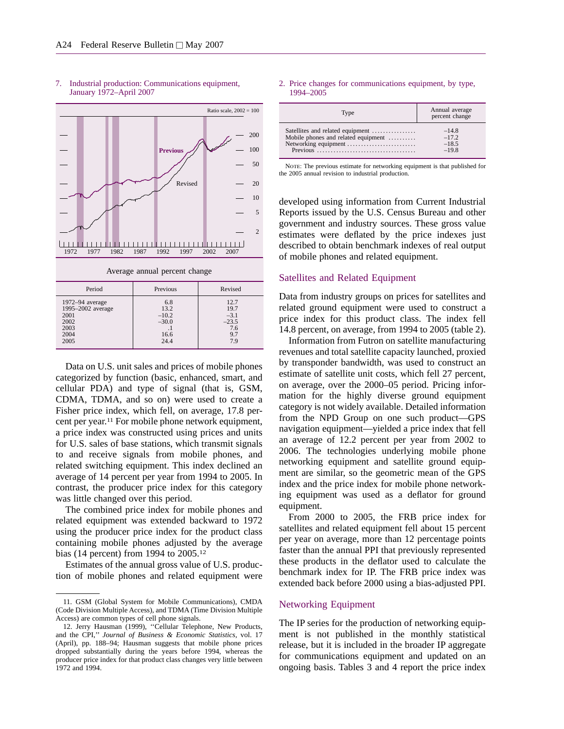7. Industrial production: Communications equipment, January 1972–April 2007

Average annual percent change

| Period | Previous | Revised |
|---|---|---|
| 1972–94 average | 6.8 | 12.7 |
| 1995–2002 average | 13.2 | 19.7 |
| 2001 | −10.2 | −3.1 |
| 2002 | −30.0 | −23.5 |
| 2003 | .1 | 7.6 |
| 2004 | 16.6 | 9.7 |
| 2005 | 24.4 | 7.9 |

Data on U.S. unit sales and prices of mobile phones categorized by function (basic, enhanced, smart, and cellular PDA) and type of signal (that is, GSM, CDMA, TDMA, and so on) were used to create a Fisher price index, which fell, on average, 17.8 percent per year.[11] For mobile phone network equipment, a price index was constructed using prices and units for U.S. sales of base stations, which transmit signals to and receive signals from mobile phones, and related switching equipment. This index declined an average of 14 percent per year from 1994 to 2005. In contrast, the producer price index for this category was little changed over this period.

The combined price index for mobile phones and related equipment was extended backward to 1972 using the producer price index for the product class containing mobile phones adjusted by the average bias (14 percent) from 1994 to 2005.[12]

Estimates of the annual gross value of U.S. production of mobile phones and related equipment were developed using information from Current Industrial Reports issued by the U.S. Census Bureau and other government and industry sources. These gross value estimates were deflated by the price indexes just described to obtain benchmark indexes of real output of mobile phones and related equipment.

2. Price changes for communications equipment, by type, 1994–2005

| Type | Annual average percent change |
|---|---|
| Satellites and related equipment | −14.8 |
| Mobile phones and related equipment | −17.2 |
| Networking equipment | −18.5 |
| Previous | −19.8 |

NOTE: The previous estimate for networking equipment is that published for the 2005 annual revision to industrial production.

## Satellites and Related Equipment

Data from industry groups on prices for satellites and related ground equipment were used to construct a price index for this product class. The index fell 14.8 percent, on average, from 1994 to 2005 (table 2).

Information from Futron on satellite manufacturing revenues and total satellite capacity launched, proxied by transponder bandwidth, was used to construct an estimate of satellite unit costs, which fell 27 percent, on average, over the 2000–05 period. Pricing information for the highly diverse ground equipment category is not widely available. Detailed information from the NPD Group on one such product—GPS navigation equipment—yielded a price index that fell an average of 12.2 percent per year from 2002 to 2006. The technologies underlying mobile phone networking equipment and satellite ground equipment are similar, so the geometric mean of the GPS index and the price index for mobile phone networking equipment was used as a deflator for ground equipment.

From 2000 to 2005, the FRB price index for satellites and related equipment fell about 15 percent per year on average, more than 12 percentage points faster than the annual PPI that previously represented these products in the deflator used to calculate the benchmark index for IP. The FRB price index was extended back before 2000 using a bias-adjusted PPI.

## Networking Equipment

The IP series for the production of networking equipment is not published in the monthly statistical release, but it is included in the broader IP aggregate for communications equipment and updated on an ongoing basis. Tables 3 and 4 report the price index

11. GSM (Global System for Mobile Communications), CMDA (Code Division Multiple Access), and TDMA (Time Division Multiple Access) are common types of cell phone signals.

12. Jerry Hausman (1999), "Cellular Telephone, New Products, and the CPI," *Journal of Business & Economic Statistics*, vol. 17 (April), pp. 188–94; Hausman suggests that mobile phone prices dropped substantially during the years before 1994, whereas the producer price index for that product class changes very little between 1972 and 1994.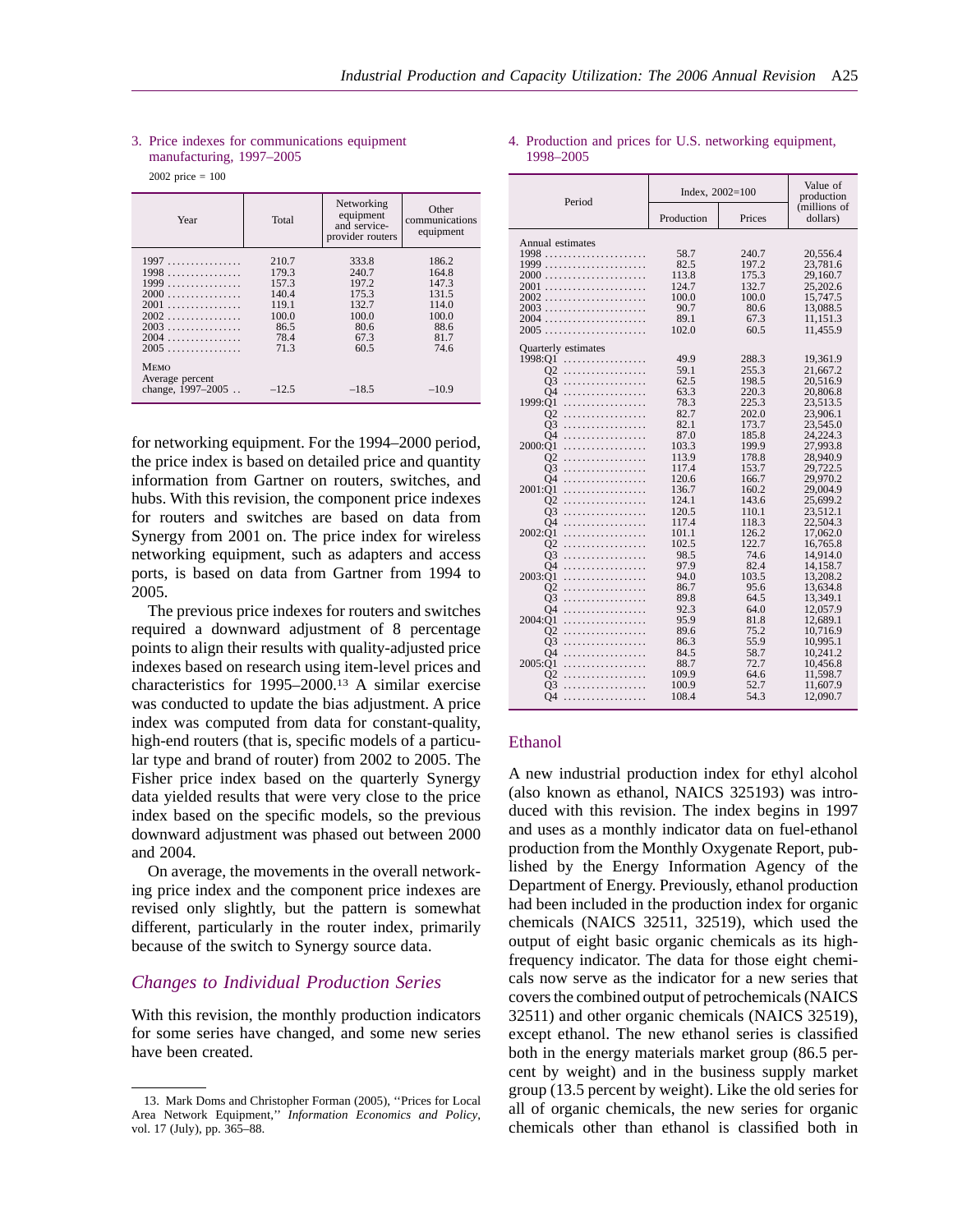3. Price indexes for communications equipment manufacturing, 1997–2005

2002 price = 100

| Year | Total | Networking equipment and service-provider routers | Other communications equipment |
|---|---|---|---|
| 1997 | 210.7 | 333.8 | 186.2 |
| 1998 | 179.3 | 240.7 | 164.8 |
| 1999 | 157.3 | 197.2 | 147.3 |
| 2000 | 140.4 | 175.3 | 131.5 |
| 2001 | 119.1 | 132.7 | 114.0 |
| 2002 | 100.0 | 100.0 | 100.0 |
| 2003 | 86.5 | 80.6 | 88.6 |
| 2004 | 78.4 | 67.3 | 81.7 |
| 2005 | 71.3 | 60.5 | 74.6 |
| MEMO | | | |
| Average percent change, 1997–2005 | −12.5 | −18.5 | −10.9 |

for networking equipment. For the 1994–2000 period, the price index is based on detailed price and quantity information from Gartner on routers, switches, and hubs. With this revision, the component price indexes for routers and switches are based on data from Synergy from 2001 on. The price index for wireless networking equipment, such as adapters and access ports, is based on data from Gartner from 1994 to 2005.

The previous price indexes for routers and switches required a downward adjustment of 8 percentage points to align their results with quality-adjusted price indexes based on research using item-level prices and characteristics for 1995–2000.[13] A similar exercise was conducted to update the bias adjustment. A price index was computed from data for constant-quality, high-end routers (that is, specific models of a particular type and brand of router) from 2002 to 2005. The Fisher price index based on the quarterly Synergy data yielded results that were very close to the price index based on the specific models, so the previous downward adjustment was phased out between 2000 and 2004.

On average, the movements in the overall networking price index and the component price indexes are revised only slightly, but the pattern is somewhat different, particularly in the router index, primarily because of the switch to Synergy source data.

## *Changes to Individual Production Series*

With this revision, the monthly production indicators for some series have changed, and some new series have been created.

4. Production and prices for U.S. networking equipment, 1998–2005

| Period | Index, 2002=100 | | Value of production (millions of dollars) |
|---|---|---|---|
| | Production | Prices | |
| **Annual estimates** | | | |
| 1998 | 58.7 | 240.7 | 20,556.4 |
| 1999 | 82.5 | 197.2 | 23,781.6 |
| 2000 | 113.8 | 175.3 | 29,160.7 |
| 2001 | 124.7 | 132.7 | 25,202.6 |
| 2002 | 100.0 | 100.0 | 15,747.5 |
| 2003 | 90.7 | 80.6 | 13,088.5 |
| 2004 | 89.1 | 67.3 | 11,151.3 |
| 2005 | 102.0 | 60.5 | 11,455.9 |
| **Quarterly estimates** | | | |
| 1998:Q1 | 49.9 | 288.3 | 19,361.9 |
| Q2 | 59.1 | 255.3 | 21,667.2 |
| Q3 | 62.5 | 198.5 | 20,516.9 |
| Q4 | 63.3 | 220.3 | 20,806.8 |
| 1999:Q1 | 78.3 | 225.3 | 23,513.5 |
| Q2 | 82.7 | 202.0 | 23,906.1 |
| Q3 | 82.1 | 173.7 | 23,545.0 |
| Q4 | 87.0 | 185.8 | 24,224.3 |
| 2000:Q1 | 103.3 | 199.9 | 27,993.8 |
| Q2 | 113.9 | 178.8 | 28,940.9 |
| Q3 | 117.4 | 153.7 | 29,722.5 |
| Q4 | 120.6 | 166.7 | 29,970.2 |
| 2001:Q1 | 136.7 | 160.2 | 29,004.9 |
| Q2 | 124.1 | 143.6 | 25,699.2 |
| Q3 | 120.5 | 110.1 | 23,512.1 |
| Q4 | 117.4 | 118.3 | 22,504.3 |
| 2002:Q1 | 101.1 | 126.2 | 17,062.0 |
| Q2 | 102.5 | 122.7 | 16,765.8 |
| Q3 | 98.5 | 74.6 | 14,914.0 |
| Q4 | 97.9 | 82.4 | 14,158.7 |
| 2003:Q1 | 94.0 | 103.5 | 13,208.2 |
| Q2 | 86.7 | 95.6 | 13,634.8 |
| Q3 | 89.8 | 64.5 | 13,349.1 |
| Q4 | 92.3 | 64.0 | 12,057.9 |
| 2004:Q1 | 95.9 | 81.8 | 12,689.1 |
| Q2 | 89.6 | 75.2 | 10,716.9 |
| Q3 | 86.3 | 55.9 | 10,995.1 |
| Q4 | 84.5 | 58.7 | 10,241.2 |
| 2005:Q1 | 88.7 | 72.7 | 10,456.8 |
| Q2 | 109.9 | 64.6 | 11,598.7 |
| Q3 | 100.9 | 52.7 | 11,607.9 |
| Q4 | 108.4 | 54.3 | 12,090.7 |

### Ethanol

A new industrial production index for ethyl alcohol (also known as ethanol, NAICS 325193) was introduced with this revision. The index begins in 1997 and uses as a monthly indicator data on fuel-ethanol production from the Monthly Oxygenate Report, published by the Energy Information Agency of the Department of Energy. Previously, ethanol production had been included in the production index for organic chemicals (NAICS 32511, 32519), which used the output of eight basic organic chemicals as its high-frequency indicator. The data for those eight chemicals now serve as the indicator for a new series that covers the combined output of petrochemicals (NAICS 32511) and other organic chemicals (NAICS 32519), except ethanol. The new ethanol series is classified both in the energy materials market group (86.5 percent by weight) and in the business supply market group (13.5 percent by weight). Like the old series for all of organic chemicals, the new series for organic chemicals other than ethanol is classified both in

---

13. Mark Doms and Christopher Forman (2005), "Prices for Local Area Network Equipment," *Information Economics and Policy*, vol. 17 (July), pp. 365–88.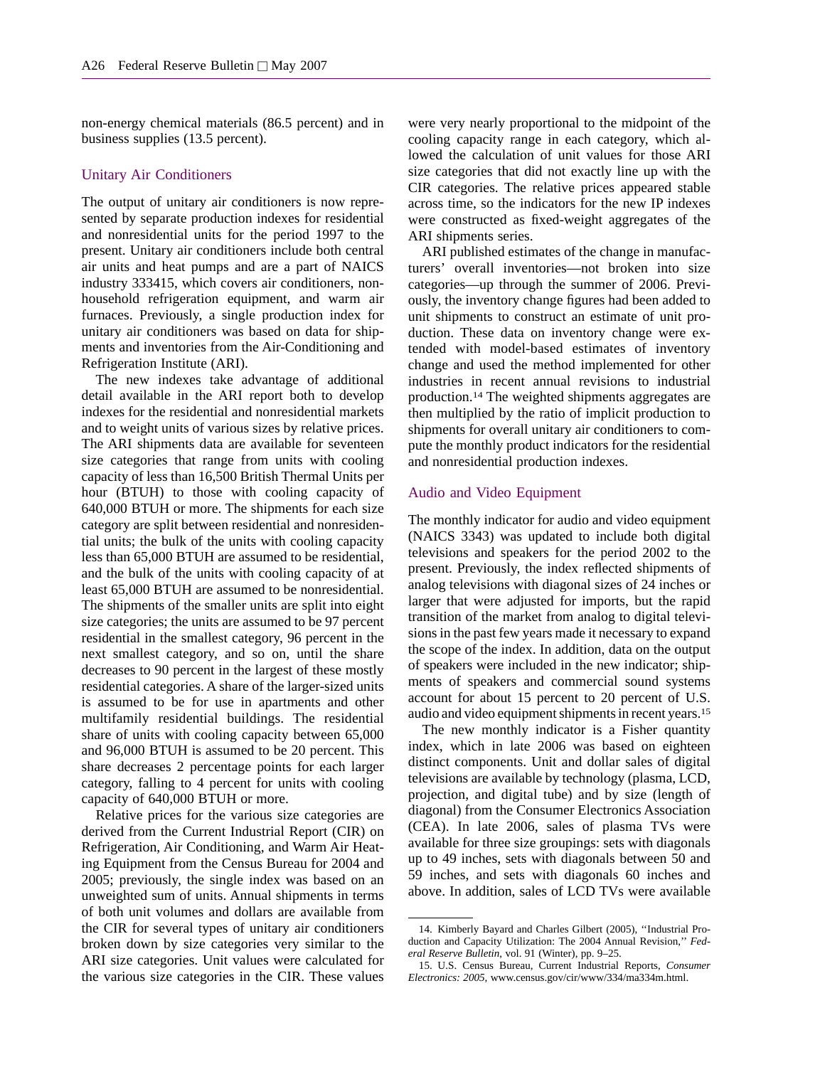non-energy chemical materials (86.5 percent) and in business supplies (13.5 percent).

### Unitary Air Conditioners

The output of unitary air conditioners is now represented by separate production indexes for residential and nonresidential units for the period 1997 to the present. Unitary air conditioners include both central air units and heat pumps and are a part of NAICS industry 333415, which covers air conditioners, nonhousehold refrigeration equipment, and warm air furnaces. Previously, a single production index for unitary air conditioners was based on data for shipments and inventories from the Air-Conditioning and Refrigeration Institute (ARI).

The new indexes take advantage of additional detail available in the ARI report both to develop indexes for the residential and nonresidential markets and to weight units of various sizes by relative prices. The ARI shipments data are available for seventeen size categories that range from units with cooling capacity of less than 16,500 British Thermal Units per hour (BTUH) to those with cooling capacity of 640,000 BTUH or more. The shipments for each size category are split between residential and nonresidential units; the bulk of the units with cooling capacity less than 65,000 BTUH are assumed to be residential, and the bulk of the units with cooling capacity of at least 65,000 BTUH are assumed to be nonresidential. The shipments of the smaller units are split into eight size categories; the units are assumed to be 97 percent residential in the smallest category, 96 percent in the next smallest category, and so on, until the share decreases to 90 percent in the largest of these mostly residential categories. A share of the larger-sized units is assumed to be for use in apartments and other multifamily residential buildings. The residential share of units with cooling capacity between 65,000 and 96,000 BTUH is assumed to be 20 percent. This share decreases 2 percentage points for each larger category, falling to 4 percent for units with cooling capacity of 640,000 BTUH or more.

Relative prices for the various size categories are derived from the Current Industrial Report (CIR) on Refrigeration, Air Conditioning, and Warm Air Heating Equipment from the Census Bureau for 2004 and 2005; previously, the single index was based on an unweighted sum of units. Annual shipments in terms of both unit volumes and dollars are available from the CIR for several types of unitary air conditioners broken down by size categories very similar to the ARI size categories. Unit values were calculated for the various size categories in the CIR. These values were very nearly proportional to the midpoint of the cooling capacity range in each category, which allowed the calculation of unit values for those ARI size categories that did not exactly line up with the CIR categories. The relative prices appeared stable across time, so the indicators for the new IP indexes were constructed as fixed-weight aggregates of the ARI shipments series.

ARI published estimates of the change in manufacturers' overall inventories—not broken into size categories—up through the summer of 2006. Previously, the inventory change figures had been added to unit shipments to construct an estimate of unit production. These data on inventory change were extended with model-based estimates of inventory change and used the method implemented for other industries in recent annual revisions to industrial production.[14] The weighted shipments aggregates are then multiplied by the ratio of implicit production to shipments for overall unitary air conditioners to compute the monthly product indicators for the residential and nonresidential production indexes.

### Audio and Video Equipment

The monthly indicator for audio and video equipment (NAICS 3343) was updated to include both digital televisions and speakers for the period 2002 to the present. Previously, the index reflected shipments of analog televisions with diagonal sizes of 24 inches or larger that were adjusted for imports, but the rapid transition of the market from analog to digital televisions in the past few years made it necessary to expand the scope of the index. In addition, data on the output of speakers were included in the new indicator; shipments of speakers and commercial sound systems account for about 15 percent to 20 percent of U.S. audio and video equipment shipments in recent years.[15]

The new monthly indicator is a Fisher quantity index, which in late 2006 was based on eighteen distinct components. Unit and dollar sales of digital televisions are available by technology (plasma, LCD, projection, and digital tube) and by size (length of diagonal) from the Consumer Electronics Association (CEA). In late 2006, sales of plasma TVs were available for three size groupings: sets with diagonals up to 49 inches, sets with diagonals between 50 and 59 inches, and sets with diagonals 60 inches and above. In addition, sales of LCD TVs were available

---

14. Kimberly Bayard and Charles Gilbert (2005), "Industrial Production and Capacity Utilization: The 2004 Annual Revision," *Federal Reserve Bulletin*, vol. 91 (Winter), pp. 9–25.

15. U.S. Census Bureau, Current Industrial Reports, *Consumer Electronics: 2005*, www.census.gov/cir/www/334/ma334m.html.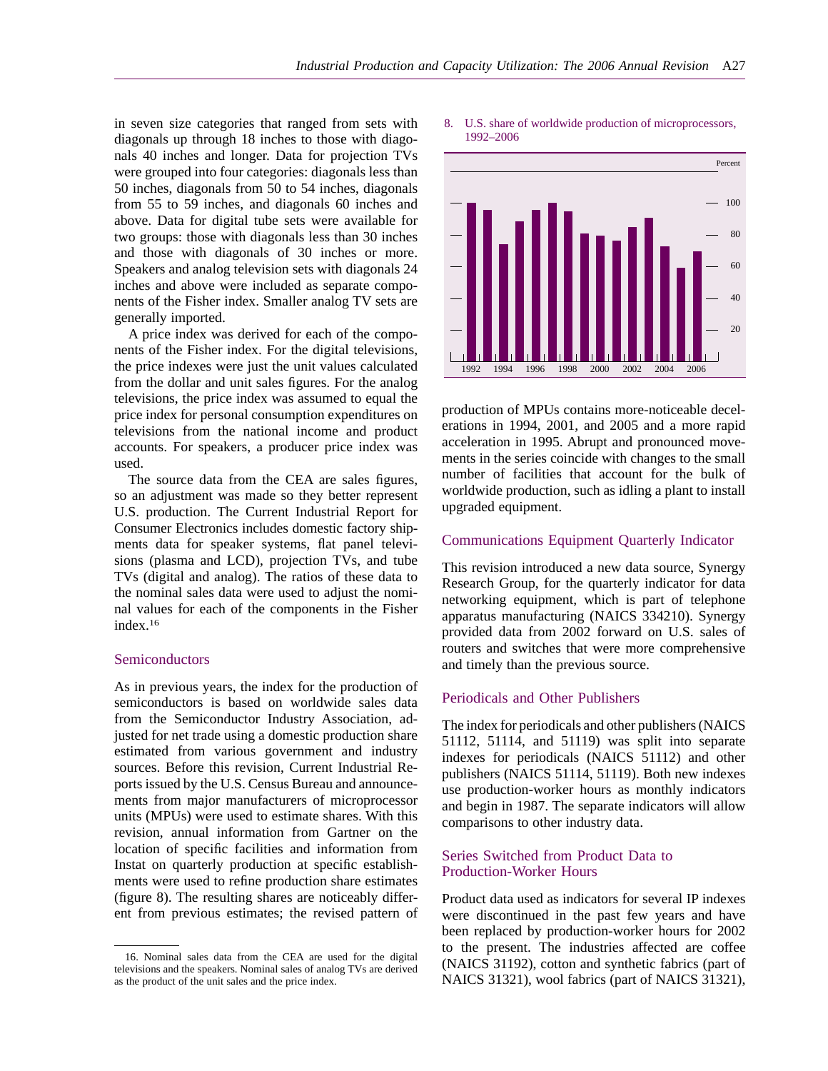in seven size categories that ranged from sets with diagonals up through 18 inches to those with diagonals 40 inches and longer. Data for projection TVs were grouped into four categories: diagonals less than 50 inches, diagonals from 50 to 54 inches, diagonals from 55 to 59 inches, and diagonals 60 inches and above. Data for digital tube sets were available for two groups: those with diagonals less than 30 inches and those with diagonals of 30 inches or more. Speakers and analog television sets with diagonals 24 inches and above were included as separate components of the Fisher index. Smaller analog TV sets are generally imported.

A price index was derived for each of the components of the Fisher index. For the digital televisions, the price indexes were just the unit values calculated from the dollar and unit sales figures. For the analog televisions, the price index was assumed to equal the price index for personal consumption expenditures on televisions from the national income and product accounts. For speakers, a producer price index was used.

The source data from the CEA are sales figures, so an adjustment was made so they better represent U.S. production. The Current Industrial Report for Consumer Electronics includes domestic factory shipments data for speaker systems, flat panel televisions (plasma and LCD), projection TVs, and tube TVs (digital and analog). The ratios of these data to the nominal sales data were used to adjust the nominal values for each of the components in the Fisher index.[16]

### Semiconductors

As in previous years, the index for the production of semiconductors is based on worldwide sales data from the Semiconductor Industry Association, adjusted for net trade using a domestic production share estimated from various government and industry sources. Before this revision, Current Industrial Reports issued by the U.S. Census Bureau and announcements from major manufacturers of microprocessor units (MPUs) were used to estimate shares. With this revision, annual information from Gartner on the location of specific facilities and information from Instat on quarterly production at specific establishments were used to refine production share estimates (figure 8). The resulting shares are noticeably different from previous estimates; the revised pattern of production of MPUs contains more-noticeable decelerations in 1994, 2001, and 2005 and a more rapid acceleration in 1995. Abrupt and pronounced movements in the series coincide with changes to the small number of facilities that account for the bulk of worldwide production, such as idling a plant to install upgraded equipment.

8. U.S. share of worldwide production of microprocessors, 1992–2006

### Communications Equipment Quarterly Indicator

This revision introduced a new data source, Synergy Research Group, for the quarterly indicator for data networking equipment, which is part of telephone apparatus manufacturing (NAICS 334210). Synergy provided data from 2002 forward on U.S. sales of routers and switches that were more comprehensive and timely than the previous source.

### Periodicals and Other Publishers

The index for periodicals and other publishers (NAICS 51112, 51114, and 51119) was split into separate indexes for periodicals (NAICS 51112) and other publishers (NAICS 51114, 51119). Both new indexes use production-worker hours as monthly indicators and begin in 1987. The separate indicators will allow comparisons to other industry data.

### Series Switched from Product Data to Production-Worker Hours

Product data used as indicators for several IP indexes were discontinued in the past few years and have been replaced by production-worker hours for 2002 to the present. The industries affected are coffee (NAICS 31192), cotton and synthetic fabrics (part of NAICS 31321), wool fabrics (part of NAICS 31321),

---

16. Nominal sales data from the CEA are used for the digital televisions and the speakers. Nominal sales of analog TVs are derived as the product of the unit sales and the price index.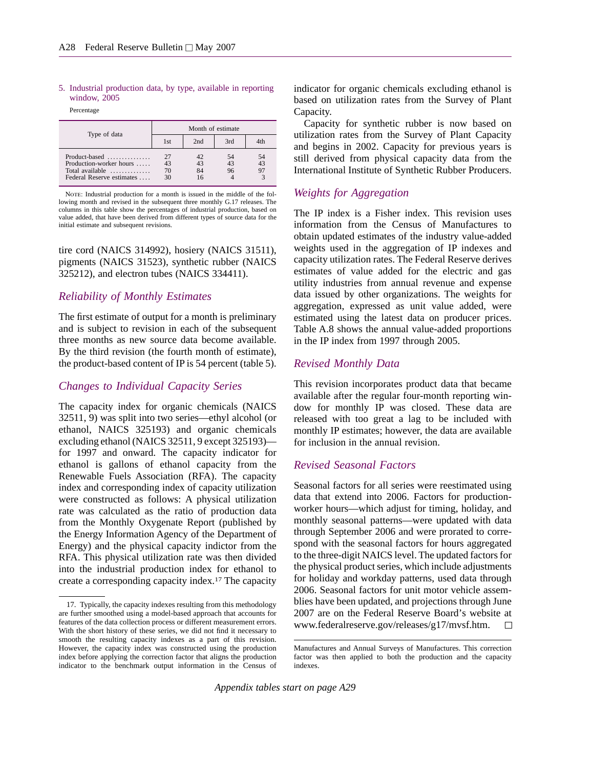5. Industrial production data, by type, available in reporting window, 2005

Percentage

| Type of data | Month of estimate | | | |
|---|---|---|---|---|
| | 1st | 2nd | 3rd | 4th |
| Product-based | 27 | 42 | 54 | 54 |
| Production-worker hours | 43 | 43 | 43 | 43 |
| Total available | 70 | 84 | 96 | 97 |
| Federal Reserve estimates | 30 | 16 | 4 | 3 |

NOTE: Industrial production for a month is issued in the middle of the following month and revised in the subsequent three monthly G.17 releases. The columns in this table show the percentages of industrial production, based on value added, that have been derived from different types of source data for the initial estimate and subsequent revisions.

tire cord (NAICS 314992), hosiery (NAICS 31511), pigments (NAICS 31523), synthetic rubber (NAICS 325212), and electron tubes (NAICS 334411).

### *Reliability of Monthly Estimates*

The first estimate of output for a month is preliminary and is subject to revision in each of the subsequent three months as new source data become available. By the third revision (the fourth month of estimate), the product-based content of IP is 54 percent (table 5).

### *Changes to Individual Capacity Series*

The capacity index for organic chemicals (NAICS 32511, 9) was split into two series—ethyl alcohol (or ethanol, NAICS 325193) and organic chemicals excluding ethanol (NAICS 32511, 9 except 325193)—for 1997 and onward. The capacity indicator for ethanol is gallons of ethanol capacity from the Renewable Fuels Association (RFA). The capacity index and corresponding index of capacity utilization were constructed as follows: A physical utilization rate was calculated as the ratio of production data from the Monthly Oxygenate Report (published by the Energy Information Agency of the Department of Energy) and the physical capacity indictor from the RFA. This physical utilization rate was then divided into the industrial production index for ethanol to create a corresponding capacity index.[17] The capacity indicator for organic chemicals excluding ethanol is based on utilization rates from the Survey of Plant Capacity.

Capacity for synthetic rubber is now based on utilization rates from the Survey of Plant Capacity and begins in 2002. Capacity for previous years is still derived from physical capacity data from the International Institute of Synthetic Rubber Producers.

### *Weights for Aggregation*

The IP index is a Fisher index. This revision uses information from the Census of Manufactures to obtain updated estimates of the industry value-added weights used in the aggregation of IP indexes and capacity utilization rates. The Federal Reserve derives estimates of value added for the electric and gas utility industries from annual revenue and expense data issued by other organizations. The weights for aggregation, expressed as unit value added, were estimated using the latest data on producer prices. Table A.8 shows the annual value-added proportions in the IP index from 1997 through 2005.

### *Revised Monthly Data*

This revision incorporates product data that became available after the regular four-month reporting window for monthly IP was closed. These data are released with too great a lag to be included with monthly IP estimates; however, the data are available for inclusion in the annual revision.

### *Revised Seasonal Factors*

Seasonal factors for all series were reestimated using data that extend into 2006. Factors for production-worker hours—which adjust for timing, holiday, and monthly seasonal patterns—were updated with data through September 2006 and were prorated to correspond with the seasonal factors for hours aggregated to the three-digit NAICS level. The updated factors for the physical product series, which include adjustments for holiday and workday patterns, used data through 2006. Seasonal factors for unit motor vehicle assemblies have been updated, and projections through June 2007 are on the Federal Reserve Board's website at www.federalreserve.gov/releases/g17/mvsf.htm. □

17. Typically, the capacity indexes resulting from this methodology are further smoothed using a model-based approach that accounts for features of the data collection process or different measurement errors. With the short history of these series, we did not find it necessary to smooth the resulting capacity indexes as a part of this revision. However, the capacity index was constructed using the production index before applying the correction factor that aligns the production indicator to the benchmark output information in the Census of Manufactures and Annual Surveys of Manufactures. This correction factor was then applied to both the production and the capacity indexes.

*Appendix tables start on page A29*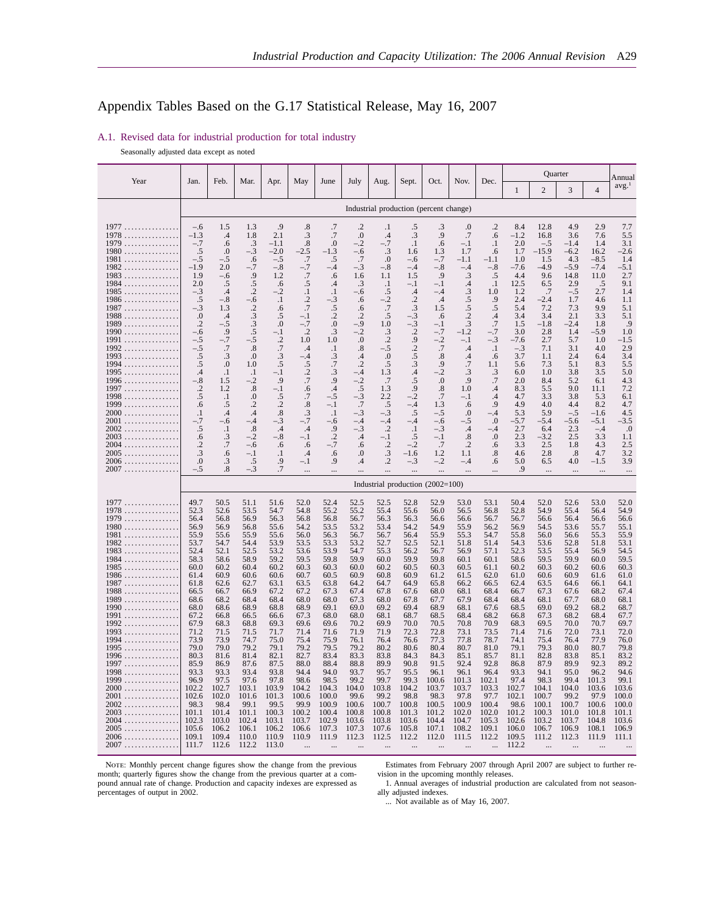# Appendix Tables Based on the G.17 Statistical Release, May 16, 2007

## A.1. Revised data for industrial production for total industry

Seasonally adjusted data except as noted

| Year | Jan. | Feb. | Mar. | Apr. | May | June | July | Aug. | Sept. | Oct. | Nov. | Dec. | Quarter 1 | Quarter 2 | Quarter 3 | Quarter 4 | Annual avg.[1] |
|---|---|---|---|---|---|---|---|---|---|---|---|---|---|---|---|---|---|
| | **Industrial production (percent change)** | | | | | | | | | | | | | | | | |
| 1977 | –.6 | 1.5 | 1.3 | .9 | .8 | .7 | .2 | .1 | .5 | .3 | .0 | .2 | 8.4 | 12.8 | 4.9 | 2.9 | 7.7 |
| 1978 | –1.3 | .4 | 1.8 | 2.1 | .3 | .7 | .0 | .4 | .3 | .9 | .7 | .6 | –1.2 | 16.8 | 3.6 | 7.6 | 5.5 |
| 1979 | –.7 | .6 | .3 | –1.1 | .8 | .0 | –.2 | –.7 | .1 | .6 | –.1 | .1 | 2.0 | –.5 | –1.4 | 1.4 | 3.1 |
| 1980 | .5 | .0 | –.3 | –2.0 | –2.5 | –1.3 | –.6 | .3 | 1.6 | 1.3 | 1.7 | .6 | 1.7 | –15.9 | –6.2 | 16.2 | –2.6 |
| 1981 | –.5 | –.5 | .6 | –.5 | .7 | .5 | .7 | .0 | –.6 | –.7 | –1.1 | –1.1 | 1.0 | 1.5 | 4.3 | –8.5 | 1.4 |
| 1982 | –1.9 | 2.0 | –.7 | –.8 | –.7 | –.4 | –.3 | –.8 | –.4 | –.8 | –.4 | –.8 | –7.6 | –4.9 | –5.9 | –7.4 | –5.1 |
| 1983 | 1.9 | –.6 | .9 | 1.2 | .7 | .6 | 1.6 | 1.1 | 1.5 | .9 | .3 | .5 | 4.4 | 9.6 | 14.8 | 11.0 | 2.7 |
| 1984 | 2.0 | .5 | .5 | .6 | .5 | .4 | .3 | .1 | –.1 | –.1 | .4 | .1 | 12.5 | 6.5 | 2.9 | .5 | 9.1 |
| 1985 | –.3 | .4 | .2 | –.2 | .1 | .1 | –.6 | .5 | .4 | –.4 | .3 | 1.0 | 1.2 | .7 | –.5 | 2.7 | 1.4 |
| 1986 | .5 | –.8 | –.6 | .1 | .2 | –.3 | .6 | –.2 | .2 | .4 | .5 | .9 | 2.4 | –2.4 | 1.7 | 4.6 | 1.1 |
| 1987 | –.3 | 1.3 | .2 | .6 | .7 | .5 | .6 | .7 | .3 | 1.5 | .5 | .5 | 5.4 | 7.2 | 7.3 | 9.9 | 5.1 |
| 1988 | .0 | .4 | .3 | .5 | –.1 | .2 | .2 | .5 | –.3 | .6 | .2 | .4 | 3.4 | 3.4 | 2.1 | 3.3 | 5.1 |
| 1989 | .2 | –.5 | .3 | .0 | –.7 | .0 | –.9 | 1.0 | –.3 | –.1 | .3 | .7 | 1.5 | –1.8 | –2.4 | 1.8 | .9 |
| 1990 | –.6 | .9 | .5 | –.1 | .2 | .3 | –.2 | .3 | .2 | –.7 | –1.2 | –.7 | 3.0 | 2.8 | 1.4 | –5.9 | 1.0 |
| 1991 | –.5 | –.7 | –.5 | .2 | 1.0 | 1.0 | .0 | .2 | .9 | –.2 | –.1 | –.3 | –7.6 | 2.7 | 5.7 | 1.0 | –1.5 |
| 1992 | –.5 | .7 | .8 | .7 | .4 | .1 | .8 | –.5 | .2 | .7 | .4 | .1 | –.3 | 7.1 | 3.1 | 4.0 | 2.9 |
| 1993 | .5 | .3 | .0 | .3 | –.4 | .3 | .4 | .0 | .5 | .8 | .4 | .6 | 3.7 | 1.1 | 2.4 | 6.4 | 3.4 |
| 1994 | .5 | .0 | 1.0 | .5 | .5 | .7 | .2 | .5 | .3 | .9 | .7 | 1.1 | 5.6 | 7.3 | 5.1 | 8.3 | 5.5 |
| 1995 | .4 | .1 | .1 | –.1 | .2 | .3 | –.4 | 1.3 | .4 | –.2 | .3 | .3 | 6.0 | 1.0 | 3.8 | 3.5 | 5.0 |
| 1996 | –.8 | 1.5 | –.2 | .9 | .7 | .9 | –.2 | .7 | .5 | .0 | .9 | .7 | 2.0 | 8.4 | 5.2 | 6.1 | 4.3 |
| 1997 | .2 | 1.2 | .8 | –.1 | .6 | .4 | .5 | 1.3 | .9 | .8 | 1.0 | .4 | 8.3 | 5.5 | 9.0 | 11.1 | 7.2 |
| 1998 | .5 | .1 | .0 | .5 | .7 | –.5 | –.3 | 2.2 | –.2 | .7 | –.1 | .4 | 4.7 | 3.3 | 3.8 | 5.3 | 6.1 |
| 1999 | .6 | .5 | .2 | .2 | .8 | –.1 | .7 | .5 | –.4 | 1.3 | .6 | .9 | 4.9 | 4.0 | 4.4 | 8.2 | 4.7 |
| 2000 | .1 | .4 | .4 | .8 | .3 | .1 | –.3 | –.3 | .5 | –.5 | .0 | –.4 | 5.3 | 5.9 | –.5 | –1.6 | 4.5 |
| 2001 | –.7 | –.6 | –.4 | –.3 | –.7 | –.6 | –.4 | –.4 | –.4 | –.6 | –.5 | .0 | –5.7 | –5.4 | –5.6 | –5.1 | –3.5 |
| 2002 | .5 | .1 | .8 | .4 | .4 | .9 | –.3 | .2 | .1 | –.3 | .4 | –.4 | 2.7 | 6.4 | 2.3 | –.4 | .0 |
| 2003 | .6 | .3 | –.2 | –.8 | –.1 | .2 | .4 | –.1 | .5 | –.1 | .8 | .0 | 2.3 | –3.2 | 2.5 | 3.3 | 1.1 |
| 2004 | .2 | .7 | –.6 | .6 | .6 | –.7 | .6 | .2 | –.2 | .7 | .2 | .6 | 3.3 | 2.5 | 1.8 | 4.3 | 2.5 |
| 2005 | .3 | .6 | –.1 | .1 | .4 | .6 | .0 | .3 | –1.6 | 1.2 | 1.1 | .8 | 4.6 | 2.8 | .8 | 4.7 | 3.2 |
| 2006 | .0 | .3 | .5 | .9 | –.1 | .9 | .4 | .2 | –.3 | –.2 | –.4 | .6 | 5.0 | 6.5 | 4.0 | –1.5 | 3.9 |
| 2007 | –.5 | .8 | –.3 | .7 | ... | ... | ... | ... | ... | ... | ... | ... | .9 | ... | ... | ... | ... |
| | **Industrial production (2002=100)** | | | | | | | | | | | | | | | | |
| 1977 | 49.7 | 50.5 | 51.1 | 51.6 | 52.0 | 52.4 | 52.5 | 52.5 | 52.8 | 52.9 | 53.0 | 53.1 | 50.4 | 52.0 | 52.6 | 53.0 | 52.0 |
| 1978 | 52.3 | 52.6 | 53.5 | 54.7 | 54.8 | 55.2 | 55.2 | 55.4 | 55.6 | 56.0 | 56.5 | 56.8 | 52.8 | 54.9 | 55.4 | 56.4 | 54.9 |
| 1979 | 56.4 | 56.8 | 56.9 | 56.3 | 56.8 | 56.8 | 56.7 | 56.3 | 56.3 | 56.6 | 56.6 | 56.7 | 56.7 | 56.6 | 56.4 | 56.6 | 56.6 |
| 1980 | 56.9 | 56.9 | 56.8 | 55.6 | 54.2 | 53.5 | 53.2 | 53.4 | 54.2 | 54.9 | 55.9 | 56.2 | 56.9 | 54.5 | 53.6 | 55.7 | 55.1 |
| 1981 | 55.9 | 55.6 | 55.9 | 55.6 | 56.0 | 56.3 | 56.7 | 56.7 | 56.4 | 55.9 | 55.3 | 54.7 | 55.8 | 56.0 | 56.6 | 55.3 | 55.9 |
| 1982 | 53.7 | 54.7 | 54.4 | 53.9 | 53.5 | 53.3 | 53.2 | 52.7 | 52.5 | 52.1 | 51.8 | 51.4 | 54.3 | 53.6 | 52.8 | 51.8 | 53.1 |
| 1983 | 52.4 | 52.1 | 52.5 | 53.2 | 53.6 | 53.9 | 54.7 | 55.3 | 56.2 | 56.7 | 56.9 | 57.1 | 52.3 | 53.5 | 55.4 | 56.9 | 54.5 |
| 1984 | 58.3 | 58.6 | 58.9 | 59.2 | 59.5 | 59.8 | 59.9 | 60.0 | 59.9 | 59.8 | 60.1 | 60.1 | 58.6 | 59.5 | 59.9 | 60.0 | 59.5 |
| 1985 | 60.0 | 60.2 | 60.4 | 60.2 | 60.3 | 60.3 | 60.0 | 60.2 | 60.5 | 60.3 | 60.5 | 61.1 | 60.2 | 60.3 | 60.2 | 60.6 | 60.3 |
| 1986 | 61.4 | 60.9 | 60.6 | 60.6 | 60.7 | 60.5 | 60.9 | 60.8 | 60.9 | 61.2 | 61.5 | 62.0 | 61.0 | 60.6 | 60.9 | 61.6 | 61.0 |
| 1987 | 61.8 | 62.6 | 62.7 | 63.1 | 63.5 | 63.8 | 64.2 | 64.7 | 64.9 | 65.8 | 66.2 | 66.5 | 62.4 | 63.5 | 64.6 | 66.1 | 64.1 |
| 1988 | 66.5 | 66.7 | 66.9 | 67.2 | 67.2 | 67.3 | 67.4 | 67.8 | 67.6 | 68.0 | 68.1 | 68.4 | 66.7 | 67.3 | 67.6 | 68.2 | 67.4 |
| 1989 | 68.6 | 68.2 | 68.4 | 68.4 | 68.0 | 68.0 | 67.3 | 68.0 | 67.8 | 67.7 | 67.9 | 68.4 | 68.4 | 68.1 | 67.7 | 68.0 | 68.1 |
| 1990 | 68.0 | 68.6 | 68.9 | 68.8 | 68.9 | 69.1 | 69.0 | 69.2 | 69.4 | 68.9 | 68.1 | 67.6 | 68.5 | 69.0 | 69.2 | 68.2 | 68.7 |
| 1991 | 67.2 | 66.8 | 66.5 | 66.6 | 67.3 | 68.0 | 68.0 | 68.1 | 68.7 | 68.5 | 68.4 | 68.2 | 66.8 | 67.3 | 68.2 | 68.4 | 67.7 |
| 1992 | 67.9 | 68.3 | 68.8 | 69.3 | 69.6 | 69.6 | 70.2 | 69.9 | 70.0 | 70.5 | 70.8 | 70.9 | 68.3 | 69.5 | 70.0 | 70.7 | 69.7 |
| 1993 | 71.2 | 71.5 | 71.5 | 71.7 | 71.4 | 71.6 | 71.9 | 71.9 | 72.3 | 72.8 | 73.1 | 73.5 | 71.4 | 71.6 | 72.0 | 73.1 | 72.0 |
| 1994 | 73.9 | 73.9 | 74.7 | 75.0 | 75.4 | 75.9 | 76.1 | 76.4 | 76.6 | 77.3 | 77.8 | 78.7 | 74.1 | 75.4 | 76.4 | 77.9 | 76.0 |
| 1995 | 79.0 | 79.0 | 79.2 | 79.1 | 79.2 | 79.5 | 79.2 | 80.2 | 80.6 | 80.4 | 80.7 | 81.0 | 79.1 | 79.3 | 80.0 | 80.7 | 79.8 |
| 1996 | 80.3 | 81.6 | 81.4 | 82.1 | 82.7 | 83.4 | 83.3 | 83.8 | 84.3 | 84.3 | 85.1 | 85.7 | 81.1 | 82.8 | 83.8 | 85.1 | 83.2 |
| 1997 | 85.9 | 86.9 | 87.6 | 87.5 | 88.0 | 88.4 | 88.8 | 89.9 | 90.8 | 91.5 | 92.4 | 92.8 | 86.8 | 87.9 | 89.9 | 92.3 | 89.2 |
| 1998 | 93.3 | 93.3 | 93.4 | 93.8 | 94.4 | 94.0 | 93.7 | 95.7 | 95.5 | 96.1 | 96.1 | 96.4 | 93.3 | 94.1 | 95.0 | 96.2 | 94.6 |
| 1999 | 96.9 | 97.5 | 97.6 | 97.8 | 98.6 | 98.5 | 99.2 | 99.7 | 99.3 | 100.6 | 101.3 | 102.1 | 97.4 | 98.3 | 99.4 | 101.3 | 99.1 |
| 2000 | 102.2 | 102.7 | 103.1 | 103.9 | 104.2 | 104.3 | 104.0 | 103.8 | 104.2 | 103.7 | 103.7 | 103.3 | 102.7 | 104.1 | 104.0 | 103.6 | 103.6 |
| 2001 | 102.6 | 102.0 | 101.6 | 101.3 | 100.6 | 100.0 | 99.6 | 99.2 | 98.8 | 98.3 | 97.8 | 97.7 | 102.1 | 100.7 | 99.2 | 97.9 | 100.0 |
| 2002 | 98.3 | 98.4 | 99.1 | 99.5 | 99.9 | 100.9 | 100.6 | 100.7 | 100.8 | 100.5 | 100.9 | 100.4 | 98.6 | 100.1 | 100.7 | 100.6 | 100.0 |
| 2003 | 101.1 | 101.4 | 101.1 | 100.3 | 100.2 | 100.4 | 100.8 | 100.8 | 101.3 | 101.2 | 102.0 | 102.0 | 101.2 | 100.3 | 101.0 | 101.8 | 101.1 |
| 2004 | 102.3 | 103.0 | 102.4 | 103.1 | 103.7 | 102.9 | 103.6 | 103.8 | 103.6 | 104.4 | 104.7 | 105.3 | 102.6 | 103.2 | 103.7 | 104.8 | 103.6 |
| 2005 | 105.6 | 106.2 | 106.1 | 106.2 | 106.6 | 107.3 | 107.3 | 107.6 | 105.8 | 107.1 | 108.2 | 109.1 | 106.0 | 106.7 | 106.9 | 108.1 | 106.9 |
| 2006 | 109.1 | 109.4 | 110.0 | 110.9 | 110.9 | 111.9 | 112.3 | 112.5 | 112.2 | 112.0 | 111.5 | 112.2 | 109.5 | 111.2 | 112.3 | 111.9 | 111.1 |
| 2007 | 111.7 | 112.6 | 112.2 | 113.0 | ... | ... | ... | ... | ... | ... | ... | ... | 112.2 | ... | ... | ... | ... |

NOTE: Monthly percent change figures show the change from the previous month; quarterly figures show the change from the previous quarter at a compound annual rate of change. Production and capacity indexes are expressed as percentages of output in 2002.

Estimates from February 2007 through April 2007 are subject to further revision in the upcoming monthly releases.

1. Annual averages of industrial production are calculated from not seasonally adjusted indexes.

... Not available as of May 16, 2007.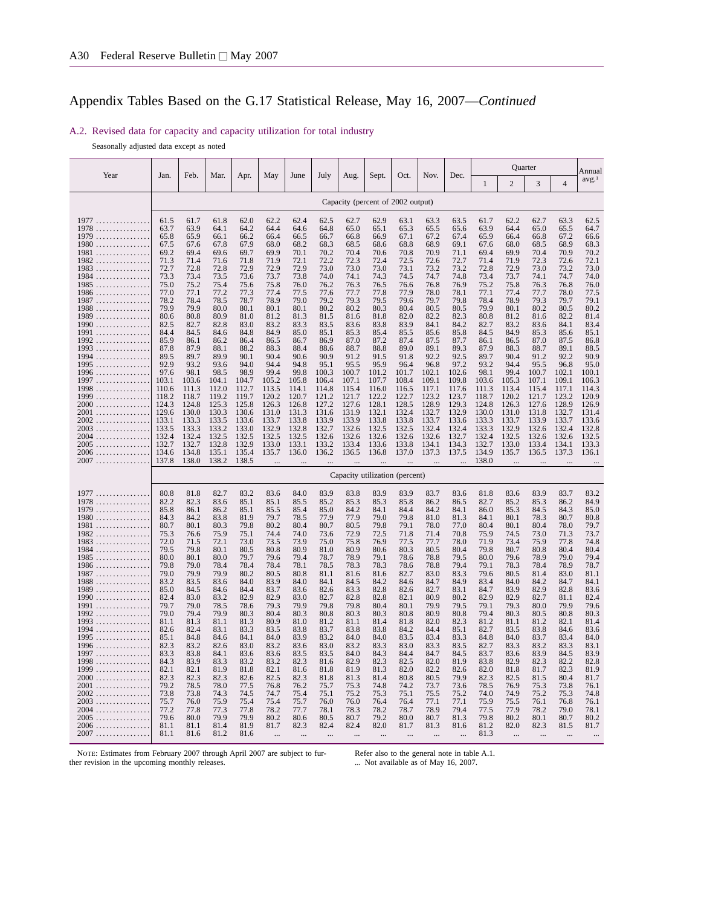# Appendix Tables Based on the G.17 Statistical Release, May 16, 2007—*Continued*

## A.2. Revised data for capacity and capacity utilization for total industry

Seasonally adjusted data except as noted

| Year | Jan. | Feb. | Mar. | Apr. | May | June | July | Aug. | Sept. | Oct. | Nov. | Dec. | Quarter 1 | Quarter 2 | Quarter 3 | Quarter 4 | Annual avg.[1] |
|---|---|---|---|---|---|---|---|---|---|---|---|---|---|---|---|---|---|
| | **Capacity (percent of 2002 output)** | | | | | | | | | | | | | | | | |
| 1977 | 61.5 | 61.7 | 61.8 | 62.0 | 62.2 | 62.4 | 62.5 | 62.7 | 62.9 | 63.1 | 63.3 | 63.5 | 61.7 | 62.2 | 62.7 | 63.3 | 62.5 |
| 1978 | 63.7 | 63.9 | 64.1 | 64.2 | 64.4 | 64.6 | 64.8 | 65.0 | 65.1 | 65.3 | 65.5 | 65.6 | 63.9 | 64.4 | 65.0 | 65.5 | 64.7 |
| 1979 | 65.8 | 65.9 | 66.1 | 66.2 | 66.4 | 66.5 | 66.7 | 66.8 | 66.9 | 67.1 | 67.2 | 67.4 | 65.9 | 66.4 | 66.8 | 67.2 | 66.6 |
| 1980 | 67.5 | 67.6 | 67.8 | 67.9 | 68.0 | 68.2 | 68.3 | 68.5 | 68.6 | 68.8 | 68.9 | 69.1 | 67.6 | 68.0 | 68.5 | 68.9 | 68.3 |
| 1981 | 69.2 | 69.4 | 69.6 | 69.7 | 69.9 | 70.1 | 70.2 | 70.4 | 70.6 | 70.8 | 70.9 | 71.1 | 69.4 | 69.9 | 70.4 | 70.9 | 70.2 |
| 1982 | 71.3 | 71.4 | 71.6 | 71.8 | 71.9 | 72.1 | 72.2 | 72.3 | 72.4 | 72.5 | 72.6 | 72.7 | 71.4 | 71.9 | 72.3 | 72.6 | 72.1 |
| 1983 | 72.7 | 72.8 | 72.8 | 72.9 | 72.9 | 72.9 | 73.0 | 73.0 | 73.0 | 73.1 | 73.2 | 73.2 | 72.8 | 72.9 | 73.0 | 73.2 | 73.0 |
| 1984 | 73.3 | 73.4 | 73.5 | 73.6 | 73.7 | 73.8 | 74.0 | 74.1 | 74.3 | 74.5 | 74.7 | 74.8 | 73.4 | 73.7 | 74.1 | 74.7 | 74.0 |
| 1985 | 75.0 | 75.2 | 75.4 | 75.6 | 75.8 | 76.0 | 76.2 | 76.3 | 76.5 | 76.6 | 76.8 | 76.9 | 75.2 | 75.8 | 76.3 | 76.8 | 76.0 |
| 1986 | 77.0 | 77.1 | 77.2 | 77.3 | 77.4 | 77.5 | 77.6 | 77.7 | 77.8 | 77.9 | 78.0 | 78.1 | 77.1 | 77.4 | 77.7 | 78.0 | 77.5 |
| 1987 | 78.2 | 78.4 | 78.5 | 78.7 | 78.9 | 79.0 | 79.2 | 79.3 | 79.5 | 79.6 | 79.7 | 79.8 | 78.4 | 78.9 | 79.3 | 79.7 | 79.1 |
| 1988 | 79.9 | 79.9 | 80.0 | 80.1 | 80.1 | 80.1 | 80.2 | 80.2 | 80.3 | 80.4 | 80.5 | 80.5 | 79.9 | 80.1 | 80.2 | 80.5 | 80.2 |
| 1989 | 80.6 | 80.8 | 80.9 | 81.0 | 81.2 | 81.3 | 81.5 | 81.6 | 81.8 | 82.0 | 82.2 | 82.3 | 80.8 | 81.2 | 81.6 | 82.2 | 81.4 |
| 1990 | 82.5 | 82.7 | 82.8 | 83.0 | 83.2 | 83.3 | 83.5 | 83.6 | 83.8 | 83.9 | 84.1 | 84.2 | 82.7 | 83.2 | 83.6 | 84.1 | 83.4 |
| 1991 | 84.4 | 84.5 | 84.6 | 84.8 | 84.9 | 85.0 | 85.1 | 85.3 | 85.4 | 85.5 | 85.6 | 85.8 | 84.5 | 84.9 | 85.3 | 85.6 | 85.1 |
| 1992 | 85.9 | 86.1 | 86.2 | 86.4 | 86.5 | 86.7 | 86.9 | 87.0 | 87.2 | 87.4 | 87.5 | 87.7 | 86.1 | 86.5 | 87.0 | 87.5 | 86.8 |
| 1993 | 87.8 | 87.9 | 88.1 | 88.2 | 88.3 | 88.4 | 88.6 | 88.7 | 88.8 | 89.0 | 89.1 | 89.3 | 87.9 | 88.3 | 88.7 | 89.1 | 88.5 |
| 1994 | 89.5 | 89.7 | 89.9 | 90.1 | 90.4 | 90.6 | 90.9 | 91.2 | 91.5 | 91.8 | 92.2 | 92.5 | 89.7 | 90.4 | 91.2 | 92.2 | 90.9 |
| 1995 | 92.9 | 93.2 | 93.6 | 94.0 | 94.4 | 94.8 | 95.1 | 95.5 | 95.9 | 96.4 | 96.8 | 97.2 | 93.2 | 94.4 | 95.5 | 96.8 | 95.0 |
| 1996 | 97.6 | 98.1 | 98.5 | 98.9 | 99.4 | 99.8 | 100.3 | 100.7 | 101.2 | 101.7 | 102.1 | 102.6 | 98.1 | 99.4 | 100.7 | 102.1 | 100.1 |
| 1997 | 103.1 | 103.6 | 104.1 | 104.7 | 105.2 | 105.8 | 106.4 | 107.1 | 107.7 | 108.4 | 109.1 | 109.8 | 103.6 | 105.3 | 107.1 | 109.1 | 106.3 |
| 1998 | 110.6 | 111.3 | 112.0 | 112.7 | 113.5 | 114.1 | 114.8 | 115.4 | 116.0 | 116.5 | 117.1 | 117.6 | 111.3 | 113.4 | 115.4 | 117.1 | 114.3 |
| 1999 | 118.2 | 118.7 | 119.2 | 119.7 | 120.2 | 120.7 | 121.2 | 121.7 | 122.2 | 122.7 | 123.2 | 123.7 | 118.7 | 120.2 | 121.7 | 123.2 | 120.9 |
| 2000 | 124.3 | 124.8 | 125.3 | 125.8 | 126.3 | 126.8 | 127.2 | 127.6 | 128.1 | 128.5 | 128.9 | 129.3 | 124.8 | 126.3 | 127.6 | 128.9 | 126.9 |
| 2001 | 129.6 | 130.0 | 130.3 | 130.6 | 131.0 | 131.3 | 131.6 | 131.9 | 132.1 | 132.4 | 132.7 | 132.9 | 130.0 | 131.0 | 131.8 | 132.7 | 131.4 |
| 2002 | 133.1 | 133.3 | 133.5 | 133.6 | 133.7 | 133.8 | 133.9 | 133.9 | 133.8 | 133.8 | 133.7 | 133.6 | 133.3 | 133.7 | 133.9 | 133.7 | 133.6 |
| 2003 | 133.5 | 133.3 | 133.2 | 133.0 | 132.9 | 132.8 | 132.7 | 132.6 | 132.5 | 132.5 | 132.4 | 132.4 | 133.3 | 132.9 | 132.6 | 132.4 | 132.8 |
| 2004 | 132.4 | 132.4 | 132.5 | 132.5 | 132.5 | 132.5 | 132.6 | 132.6 | 132.6 | 132.6 | 132.6 | 132.7 | 132.4 | 132.5 | 132.6 | 132.6 | 132.5 |
| 2005 | 132.7 | 132.7 | 132.8 | 132.9 | 133.0 | 133.1 | 133.2 | 133.4 | 133.6 | 133.8 | 134.1 | 134.3 | 132.7 | 133.0 | 133.4 | 134.1 | 133.3 |
| 2006 | 134.6 | 134.8 | 135.1 | 135.4 | 135.7 | 136.0 | 136.2 | 136.5 | 136.8 | 137.0 | 137.3 | 137.5 | 134.9 | 135.7 | 136.5 | 137.3 | 136.1 |
| 2007 | 137.8 | 138.0 | 138.2 | 138.5 | ... | ... | ... | ... | ... | ... | ... | ... | 138.0 | ... | ... | ... | ... |
| | **Capacity utilization (percent)** | | | | | | | | | | | | | | | | |
| 1977 | 80.8 | 81.8 | 82.7 | 83.2 | 83.6 | 84.0 | 83.9 | 83.8 | 83.9 | 83.9 | 83.7 | 83.6 | 81.8 | 83.6 | 83.9 | 83.7 | 83.2 |
| 1978 | 82.2 | 82.3 | 83.6 | 85.1 | 85.1 | 85.5 | 85.2 | 85.3 | 85.3 | 85.8 | 86.2 | 86.5 | 82.7 | 85.2 | 85.3 | 86.2 | 84.9 |
| 1979 | 85.8 | 86.1 | 86.2 | 85.1 | 85.5 | 85.4 | 85.0 | 84.2 | 84.1 | 84.4 | 84.2 | 84.1 | 86.0 | 85.3 | 84.5 | 84.3 | 85.0 |
| 1980 | 84.3 | 84.2 | 83.8 | 81.9 | 79.7 | 78.5 | 77.9 | 77.9 | 79.0 | 79.8 | 81.0 | 81.3 | 84.1 | 80.1 | 78.3 | 80.7 | 80.8 |
| 1981 | 80.7 | 80.1 | 80.3 | 79.8 | 80.2 | 80.4 | 80.7 | 80.5 | 79.8 | 79.1 | 78.0 | 77.0 | 80.4 | 80.1 | 80.4 | 78.0 | 79.7 |
| 1982 | 75.3 | 76.6 | 75.9 | 75.1 | 74.4 | 74.0 | 73.6 | 72.9 | 72.5 | 71.8 | 71.4 | 70.8 | 75.9 | 74.5 | 73.0 | 71.3 | 73.7 |
| 1983 | 72.0 | 71.5 | 72.1 | 73.0 | 73.5 | 73.9 | 75.0 | 75.8 | 76.9 | 77.5 | 77.7 | 78.0 | 71.9 | 73.4 | 75.9 | 77.8 | 74.8 |
| 1984 | 79.5 | 79.8 | 80.1 | 80.5 | 80.8 | 80.9 | 81.0 | 80.9 | 80.6 | 80.3 | 80.5 | 80.4 | 79.8 | 80.7 | 80.8 | 80.4 | 80.4 |
| 1985 | 80.0 | 80.1 | 80.0 | 79.7 | 79.6 | 79.4 | 78.7 | 78.9 | 79.1 | 78.6 | 78.8 | 79.5 | 80.0 | 79.6 | 78.9 | 79.0 | 79.4 |
| 1986 | 79.8 | 79.0 | 78.4 | 78.4 | 78.4 | 78.1 | 78.5 | 78.3 | 78.3 | 78.6 | 78.8 | 79.4 | 79.1 | 78.3 | 78.4 | 78.9 | 78.7 |
| 1987 | 79.0 | 79.9 | 79.9 | 80.2 | 80.5 | 80.8 | 81.1 | 81.6 | 81.6 | 82.7 | 83.0 | 83.3 | 79.6 | 80.5 | 81.4 | 83.0 | 81.1 |
| 1988 | 83.2 | 83.5 | 83.6 | 84.0 | 83.9 | 84.0 | 84.1 | 84.5 | 84.2 | 84.6 | 84.7 | 84.9 | 83.4 | 84.0 | 84.2 | 84.7 | 84.1 |
| 1989 | 85.0 | 84.5 | 84.6 | 84.4 | 83.7 | 83.6 | 82.6 | 83.3 | 82.8 | 82.6 | 82.7 | 83.1 | 84.7 | 83.9 | 82.9 | 82.8 | 83.6 |
| 1990 | 82.4 | 83.0 | 83.2 | 82.9 | 82.9 | 83.0 | 82.7 | 82.8 | 82.8 | 82.1 | 80.9 | 80.2 | 82.9 | 82.9 | 82.7 | 81.1 | 82.4 |
| 1991 | 79.7 | 79.0 | 78.5 | 78.6 | 79.3 | 79.9 | 79.8 | 79.8 | 80.4 | 80.1 | 79.9 | 79.5 | 79.1 | 79.3 | 80.0 | 79.9 | 79.6 |
| 1992 | 79.0 | 79.4 | 79.9 | 80.3 | 80.4 | 80.3 | 80.8 | 80.3 | 80.3 | 80.8 | 80.9 | 80.8 | 79.4 | 80.3 | 80.5 | 80.8 | 80.3 |
| 1993 | 81.1 | 81.3 | 81.1 | 81.3 | 80.9 | 81.0 | 81.2 | 81.1 | 81.4 | 81.8 | 82.0 | 82.3 | 81.2 | 81.1 | 81.2 | 82.1 | 81.4 |
| 1994 | 82.6 | 82.4 | 83.1 | 83.3 | 83.5 | 83.8 | 83.7 | 83.8 | 83.8 | 84.2 | 84.4 | 85.1 | 82.7 | 83.5 | 83.8 | 84.6 | 83.6 |
| 1995 | 85.1 | 84.8 | 84.6 | 84.1 | 84.0 | 83.9 | 83.2 | 84.0 | 84.0 | 83.5 | 83.4 | 83.3 | 84.8 | 84.0 | 83.7 | 83.4 | 84.0 |
| 1996 | 82.3 | 83.2 | 82.6 | 83.0 | 83.2 | 83.6 | 83.0 | 83.2 | 83.3 | 83.0 | 83.3 | 83.5 | 82.7 | 83.3 | 83.2 | 83.3 | 83.1 |
| 1997 | 83.3 | 83.8 | 84.1 | 83.6 | 83.6 | 83.5 | 83.5 | 84.0 | 84.3 | 84.4 | 84.7 | 84.5 | 83.7 | 83.6 | 83.9 | 84.5 | 83.9 |
| 1998 | 84.3 | 83.9 | 83.3 | 83.2 | 83.2 | 82.3 | 81.6 | 82.9 | 82.3 | 82.5 | 82.0 | 81.9 | 83.8 | 82.9 | 82.3 | 82.2 | 82.8 |
| 1999 | 82.1 | 82.1 | 81.9 | 81.8 | 82.1 | 81.6 | 81.8 | 81.9 | 81.3 | 82.0 | 82.2 | 82.6 | 82.0 | 81.8 | 81.7 | 82.3 | 81.9 |
| 2000 | 82.3 | 82.3 | 82.3 | 82.6 | 82.5 | 82.3 | 81.8 | 81.3 | 81.4 | 80.8 | 80.5 | 79.9 | 82.3 | 82.5 | 81.5 | 80.4 | 81.7 |
| 2001 | 79.2 | 78.5 | 78.0 | 77.5 | 76.8 | 76.2 | 75.7 | 75.3 | 74.8 | 74.2 | 73.7 | 73.6 | 78.5 | 76.9 | 75.3 | 73.8 | 76.1 |
| 2002 | 73.8 | 73.8 | 74.3 | 74.5 | 74.7 | 75.4 | 75.1 | 75.2 | 75.3 | 75.1 | 75.5 | 75.2 | 74.0 | 74.9 | 75.2 | 75.3 | 74.8 |
| 2003 | 75.7 | 76.0 | 75.9 | 75.4 | 75.4 | 75.7 | 76.0 | 76.0 | 76.4 | 76.4 | 77.1 | 77.1 | 75.9 | 75.5 | 76.1 | 76.8 | 76.1 |
| 2004 | 77.2 | 77.8 | 77.3 | 77.8 | 78.2 | 77.7 | 78.1 | 78.3 | 78.2 | 78.7 | 78.9 | 79.4 | 77.5 | 77.9 | 78.2 | 79.0 | 78.1 |
| 2005 | 79.6 | 80.0 | 79.9 | 79.9 | 80.2 | 80.6 | 80.5 | 80.7 | 79.2 | 80.0 | 80.7 | 81.3 | 79.8 | 80.2 | 80.1 | 80.7 | 80.2 |
| 2006 | 81.1 | 81.1 | 81.4 | 81.9 | 81.7 | 82.3 | 82.4 | 82.4 | 82.0 | 81.7 | 81.3 | 81.6 | 81.2 | 82.0 | 82.3 | 81.5 | 81.7 |
| 2007 | 81.1 | 81.6 | 81.2 | 81.6 | ... | ... | ... | ... | ... | ... | ... | ... | 81.3 | ... | ... | ... | ... |

NOTE: Estimates from February 2007 through April 2007 are subject to further revision in the upcoming monthly releases.

Refer also to the general note in table A.1.

... Not available as of May 16, 2007.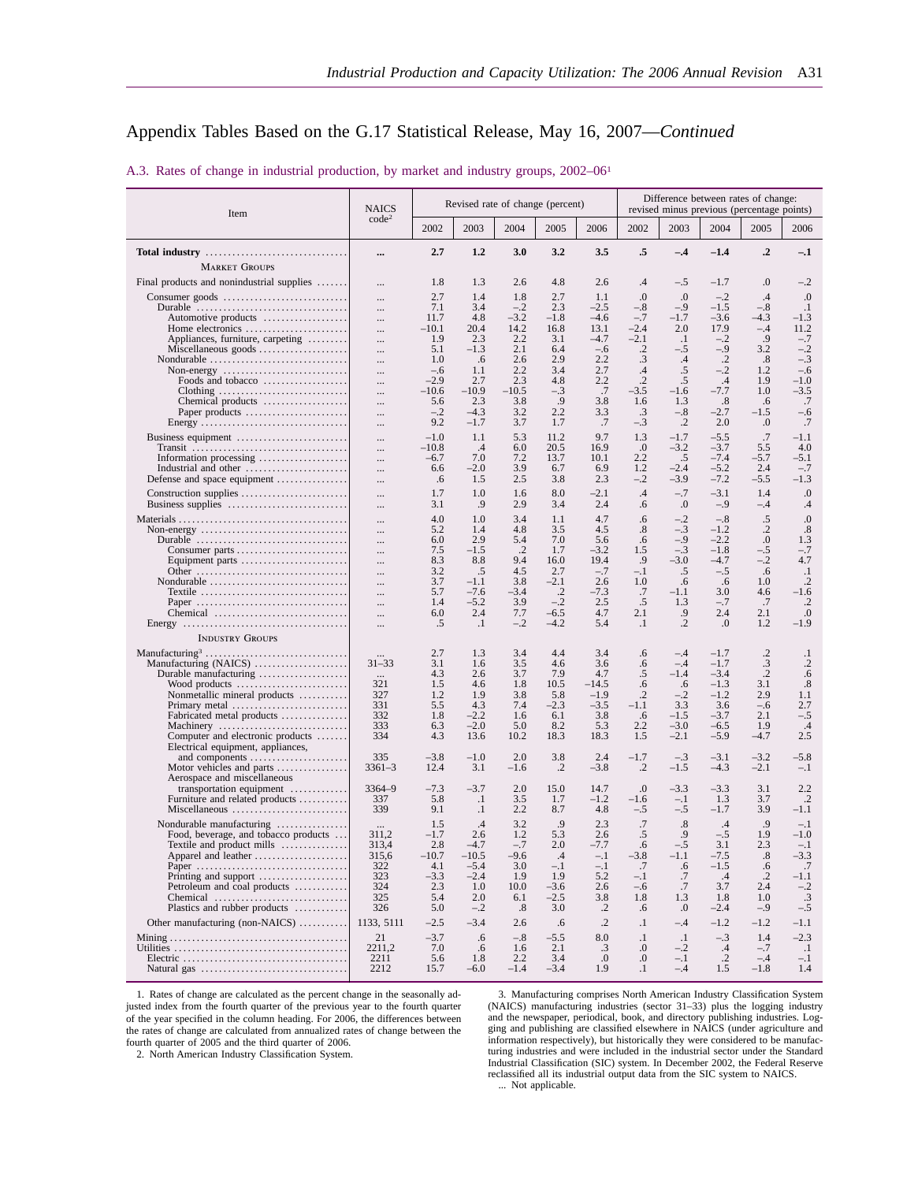## Appendix Tables Based on the G.17 Statistical Release, May 16, 2007—*Continued*

### A.3. Rates of change in industrial production, by market and industry groups, 2002–06[1]

| Item | NAICS code[2] | Revised rate of change (percent) | | | | | Difference between rates of change: revised minus previous (percentage points) | | | | |
|---|---|---|---|---|---|---|---|---|---|---|---|
| | | 2002 | 2003 | 2004 | 2005 | 2006 | 2002 | 2003 | 2004 | 2005 | 2006 |
| **Total industry** | **...** | **2.7** | **1.2** | **3.0** | **3.2** | **3.5** | **.5** | **–.4** | **–1.4** | **.2** | **–.1** |
| MARKET GROUPS | | | | | | | | | | | |
| Final products and nonindustrial supplies | ... | 1.8 | 1.3 | 2.6 | 4.8 | 2.6 | .4 | –.5 | –1.7 | .0 | –.2 |
| Consumer goods | ... | 2.7 | 1.4 | 1.8 | 2.7 | 1.1 | .0 | .0 | –.2 | .4 | .0 |
| Durable | ... | 7.1 | 3.4 | –.2 | 2.3 | –2.5 | –.8 | –.9 | –1.5 | –.8 | .1 |
| Automotive products | ... | 11.7 | 4.8 | –3.2 | –1.8 | –4.6 | –.7 | –1.7 | –3.6 | –4.3 | –1.3 |
| Home electronics | ... | –10.1 | 20.4 | 14.2 | 16.8 | 13.1 | –2.4 | 2.0 | 17.9 | –.4 | 11.2 |
| Appliances, furniture, carpeting | ... | 1.9 | 2.3 | 2.2 | 3.1 | –4.7 | –2.1 | .1 | –.2 | .9 | –.7 |
| Miscellaneous goods | ... | 5.1 | –1.3 | 2.1 | 6.4 | –.6 | .2 | –.5 | –.9 | 3.2 | –.2 |
| Nondurable | ... | 1.0 | .6 | 2.6 | 2.9 | 2.2 | .3 | .4 | .2 | .8 | –.3 |
| Non-energy | ... | –.6 | 1.1 | 2.2 | 3.4 | 2.7 | .4 | .5 | –.2 | 1.2 | –.6 |
| Foods and tobacco | ... | –2.9 | 2.7 | 2.3 | 4.8 | 2.2 | .2 | .5 | .4 | 1.9 | –1.0 |
| Clothing | ... | –10.6 | –10.9 | –10.5 | –.3 | .7 | –3.5 | –1.6 | –7.7 | 1.0 | –3.5 |
| Chemical products | ... | 5.6 | 2.3 | 3.8 | .9 | 3.8 | 1.6 | 1.3 | .8 | .6 | .7 |
| Paper products | ... | –.2 | –4.3 | 3.2 | 2.2 | 3.3 | .3 | –.8 | –2.7 | –1.5 | –.6 |
| Energy | ... | 9.2 | –1.7 | 3.7 | 1.7 | .7 | –.3 | .2 | 2.0 | .0 | .7 |
| Business equipment | ... | –1.0 | 1.1 | 5.3 | 11.2 | 9.7 | 1.3 | –1.7 | –5.5 | .7 | –1.1 |
| Transit | ... | –10.8 | .4 | 6.0 | 20.5 | 16.9 | .0 | –3.2 | –3.7 | 5.5 | 4.0 |
| Information processing | ... | –6.7 | 7.0 | 7.2 | 13.7 | 10.1 | 2.2 | .5 | –7.4 | –5.7 | –5.1 |
| Industrial and other | ... | 6.6 | –2.0 | 3.9 | 6.7 | 6.9 | 1.2 | –2.4 | –5.2 | 2.4 | –.7 |
| Defense and space equipment | ... | .6 | 1.5 | 2.5 | 3.8 | 2.3 | –.2 | –3.9 | –7.2 | –5.5 | –1.3 |
| Construction supplies | ... | 1.7 | 1.0 | 1.6 | 8.0 | –2.1 | .4 | –.7 | –3.1 | 1.4 | .0 |
| Business supplies | ... | 3.1 | .9 | 2.9 | 3.4 | 2.4 | .6 | .0 | –.9 | –.4 | .4 |
| Materials | ... | 4.0 | 1.0 | 3.4 | 1.1 | 4.7 | .6 | –.2 | –.8 | .5 | .0 |
| Non-energy | ... | 5.2 | 1.4 | 4.8 | 3.5 | 4.5 | .8 | –.3 | –1.2 | .2 | .8 |
| Durable | ... | 6.0 | 2.9 | 5.4 | 7.0 | 5.6 | .6 | –.9 | –2.2 | .0 | 1.3 |
| Consumer parts | ... | 7.5 | –1.5 | .2 | 1.7 | –3.2 | 1.5 | –.3 | –1.8 | –.5 | –.7 |
| Equipment parts | ... | 8.3 | 8.8 | 9.4 | 16.0 | 19.4 | .9 | –3.0 | –4.7 | –.2 | 4.7 |
| Other | ... | 3.2 | .5 | 4.5 | 2.7 | –.7 | –.1 | .5 | –.5 | .6 | .1 |
| Nondurable | ... | 3.7 | –1.1 | 3.8 | –2.1 | 2.6 | 1.0 | .6 | .6 | 1.0 | .2 |
| Textile | ... | 5.7 | –7.6 | –3.4 | .2 | –7.3 | .7 | –1.1 | 3.0 | 4.6 | –1.6 |
| Paper | ... | 1.4 | –5.2 | 3.9 | –.2 | 2.5 | .5 | 1.3 | –.7 | .7 | .2 |
| Chemical | ... | 6.0 | 2.4 | 7.7 | –6.5 | 4.7 | 2.1 | .9 | 2.4 | 2.1 | .0 |
| Energy | ... | .5 | .1 | –.2 | –4.2 | 5.4 | .1 | .2 | .0 | 1.2 | –1.9 |
| INDUSTRY GROUPS | | | | | | | | | | | |
| Manufacturing[3] | ... | 2.7 | 1.3 | 3.4 | 4.4 | 3.4 | .6 | –.4 | –1.7 | .2 | .1 |
| Manufacturing (NAICS) | 31–33 | 3.1 | 1.6 | 3.5 | 4.6 | 3.6 | .6 | –.4 | –1.7 | .3 | .2 |
| Durable manufacturing | ... | 4.3 | 2.6 | 3.7 | 7.9 | 4.7 | .5 | –1.4 | –3.4 | .2 | .6 |
| Wood products | 321 | 1.5 | 4.6 | 1.8 | 10.5 | –14.5 | .6 | .6 | –1.3 | 3.1 | .8 |
| Nonmetallic mineral products | 327 | 1.2 | 1.9 | 3.8 | 5.8 | –1.9 | .2 | –.2 | –1.2 | 2.9 | 1.1 |
| Primary metal | 331 | 5.5 | 4.3 | 7.4 | –2.3 | –3.5 | –1.1 | 3.3 | 3.6 | –.6 | 2.7 |
| Fabricated metal products | 332 | 1.8 | –2.2 | 1.6 | 6.1 | 3.8 | .6 | –1.5 | –3.7 | 2.1 | –.5 |
| Machinery | 333 | 6.3 | –2.0 | 5.0 | 8.2 | 5.3 | 2.2 | –3.0 | –6.5 | 1.9 | .4 |
| Computer and electronic products | 334 | 4.3 | 13.6 | 10.2 | 18.3 | 18.3 | 1.5 | –2.1 | –5.9 | –4.7 | 2.5 |
| Electrical equipment, appliances, and components | 335 | –3.8 | –1.0 | 2.0 | 3.8 | 2.4 | –1.7 | –.3 | –3.1 | –3.2 | –5.8 |
| Motor vehicles and parts | 3361–3 | 12.4 | 3.1 | –1.6 | .2 | –3.8 | .2 | –1.5 | –4.3 | –2.1 | –.1 |
| Aerospace and miscellaneous transportation equipment | 3364–9 | –7.3 | –3.7 | 2.0 | 15.0 | 14.7 | .0 | –3.3 | –3.3 | 3.1 | 2.2 |
| Furniture and related products | 337 | 5.8 | .1 | 3.5 | 1.7 | –1.2 | –1.6 | –.1 | 1.3 | 3.7 | .2 |
| Miscellaneous | 339 | 9.1 | .1 | 2.2 | 8.7 | 4.8 | –.5 | –.5 | –1.7 | 3.9 | –1.1 |
| Nondurable manufacturing | ... | 1.5 | .4 | 3.2 | .9 | 2.3 | .7 | .8 | .4 | .9 | –.1 |
| Food, beverage, and tobacco products | 311,2 | –1.7 | 2.6 | 1.2 | 5.3 | 2.6 | .5 | .9 | –.5 | 1.9 | –1.0 |
| Textile and product mills | 313,4 | 2.8 | –4.7 | –.7 | 2.0 | –7.7 | .6 | –.5 | 3.1 | 2.3 | –.1 |
| Apparel and leather | 315,6 | –10.7 | –10.5 | –9.6 | .4 | –.1 | –3.8 | –1.1 | –7.5 | .8 | –3.3 |
| Paper | 322 | 4.1 | –5.4 | 3.0 | –.1 | –.1 | .7 | .6 | –1.5 | .6 | .7 |
| Printing and support | 323 | –3.3 | –2.4 | 1.9 | 1.9 | 5.2 | –.1 | .7 | .4 | .2 | –1.1 |
| Petroleum and coal products | 324 | 2.3 | 1.0 | 10.0 | –3.6 | 2.6 | –.6 | .7 | 3.7 | 2.4 | –.2 |
| Chemical | 325 | 5.4 | 2.0 | 6.1 | –2.5 | 3.8 | 1.8 | 1.3 | 1.8 | 1.0 | .3 |
| Plastics and rubber products | 326 | 5.0 | –.2 | .8 | 3.0 | .2 | .6 | .0 | –2.4 | –.9 | –.5 |
| Other manufacturing (non-NAICS) | 1133, 5111 | –2.5 | –3.4 | 2.6 | .6 | .2 | .1 | –.4 | –1.2 | –1.2 | –1.1 |
| Mining | 21 | –3.7 | .6 | –.8 | –5.5 | 8.0 | .1 | .1 | –.3 | 1.4 | –2.3 |
| Utilities | 2211,2 | 7.0 | .6 | 1.6 | 2.1 | .3 | .0 | –.2 | .4 | –.7 | .1 |
| Electric | 2211 | 5.6 | 1.8 | 2.2 | 3.4 | .0 | .0 | –.1 | .2 | –.4 | –.1 |
| Natural gas | 2212 | 15.7 | –6.0 | –1.4 | –3.4 | 1.9 | .1 | –.4 | 1.5 | –1.8 | 1.4 |

1. Rates of change are calculated as the percent change in the seasonally adjusted index from the fourth quarter of the previous year to the fourth quarter of the year specified in the column heading. For 2006, the differences between the rates of change are calculated from annualized rates of change between the fourth quarter of 2005 and the third quarter of 2006.

2. North American Industry Classification System.

3. Manufacturing comprises North American Industry Classification System (NAICS) manufacturing industries (sector 31–33) plus the logging industry and the newspaper, periodical, book, and directory publishing industries. Logging and publishing are classified elsewhere in NAICS (under agriculture and information respectively), but historically they were considered to be manufacturing industries and were included in the industrial sector under the Standard Industrial Classification (SIC) system. In December 2002, the Federal Reserve reclassified all its industrial output data from the SIC system to NAICS.

... Not applicable.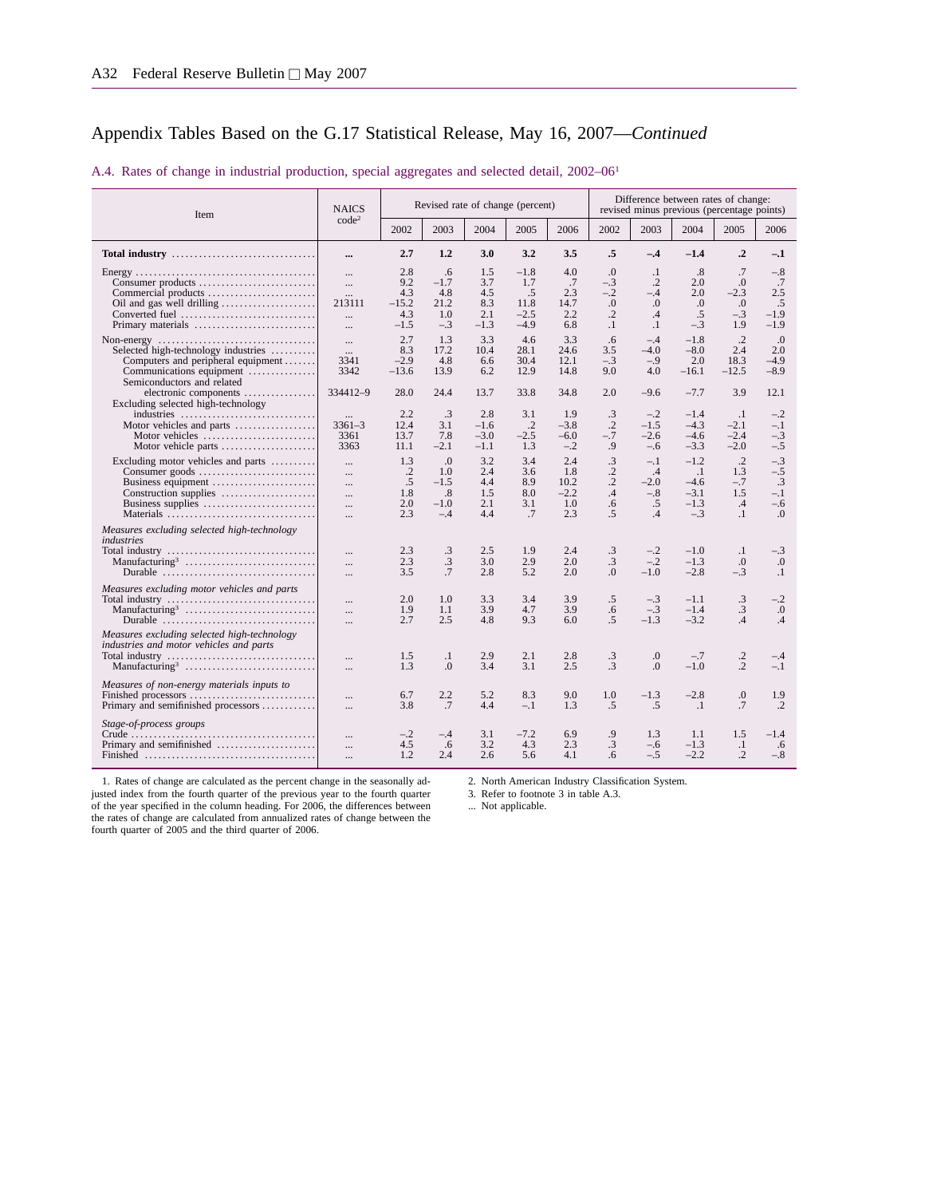## Appendix Tables Based on the G.17 Statistical Release, May 16, 2007—*Continued*

### A.4. Rates of change in industrial production, special aggregates and selected detail, 2002–06[1]

| Item | NAICS code[2] | Revised rate of change (percent) | | | | | Difference between rates of change: revised minus previous (percentage points) | | | | |
|---|---|---|---|---|---|---|---|---|---|---|---|
| | | 2002 | 2003 | 2004 | 2005 | 2006 | 2002 | 2003 | 2004 | 2005 | 2006 |
| **Total industry** | **...** | **2.7** | **1.2** | **3.0** | **3.2** | **3.5** | **.5** | **–.4** | **–1.4** | **.2** | **–.1** |
| Energy | ... | 2.8 | .6 | 1.5 | –1.8 | 4.0 | .0 | .1 | .8 | .7 | –.8 |
| Consumer products | ... | 9.2 | –1.7 | 3.7 | 1.7 | .7 | –.3 | .2 | 2.0 | .0 | .7 |
| Commercial products | ... | 4.3 | 4.8 | 4.5 | .5 | 2.3 | –.2 | –.4 | 2.0 | –2.3 | 2.5 |
| Oil and gas well drilling | 213111 | –15.2 | 21.2 | 8.3 | 11.8 | 14.7 | .0 | .0 | .0 | .0 | .5 |
| Converted fuel | ... | 4.3 | 1.0 | 2.1 | –2.5 | 2.2 | .2 | .4 | .5 | –.3 | –1.9 |
| Primary materials | ... | –1.5 | –.3 | –1.3 | –4.9 | 6.8 | .1 | .1 | –.3 | 1.9 | –1.9 |
| Non-energy | ... | 2.7 | 1.3 | 3.3 | 4.6 | 3.3 | .6 | –.4 | –1.8 | .2 | .0 |
| Selected high-technology industries | ... | 8.3 | 17.2 | 10.4 | 28.1 | 24.6 | 3.5 | –4.0 | –8.0 | 2.4 | 2.0 |
| Computers and peripheral equipment | 3341 | –2.9 | 4.8 | 6.6 | 30.4 | 12.1 | –.3 | –.9 | 2.0 | 18.3 | –4.9 |
| Communications equipment | 3342 | –13.6 | 13.9 | 6.2 | 12.9 | 14.8 | 9.0 | 4.0 | –16.1 | –12.5 | –8.9 |
| Semiconductors and related electronic components | 334412–9 | 28.0 | 24.4 | 13.7 | 33.8 | 34.8 | 2.0 | –9.6 | –7.7 | 3.9 | 12.1 |
| Excluding selected high-technology industries | ... | 2.2 | .3 | 2.8 | 3.1 | 1.9 | .3 | –.2 | –1.4 | .1 | –.2 |
| Motor vehicles and parts | 3361–3 | 12.4 | 3.1 | –1.6 | .2 | –3.8 | .2 | –1.5 | –4.3 | –2.1 | –.1 |
| Motor vehicles | 3361 | 13.7 | 7.8 | –3.0 | –2.5 | –6.0 | –.7 | –2.6 | –4.6 | –2.4 | –.3 |
| Motor vehicle parts | 3363 | 11.1 | –2.1 | –1.1 | 1.3 | –.2 | .9 | –.6 | –3.3 | –2.0 | –.5 |
| Excluding motor vehicles and parts | ... | 1.3 | .0 | 3.2 | 3.4 | 2.4 | .3 | –.1 | –1.2 | .2 | –.3 |
| Consumer goods | ... | .2 | 1.0 | 2.4 | 3.6 | 1.8 | .2 | .4 | .1 | 1.3 | –.5 |
| Business equipment | ... | .5 | –1.5 | 4.4 | 8.9 | 10.2 | .2 | –2.0 | –4.6 | –.7 | .3 |
| Construction supplies | ... | 1.8 | .8 | 1.5 | 8.0 | –2.2 | .4 | –.8 | –3.1 | 1.5 | –.1 |
| Business supplies | ... | 2.0 | –1.0 | 2.1 | 3.1 | 1.0 | .6 | .5 | –1.3 | .4 | –.6 |
| Materials | ... | 2.3 | –.4 | 4.4 | .7 | 2.3 | .5 | .4 | –.3 | .1 | .0 |
| *Measures excluding selected high-technology industries* | | | | | | | | | | | |
| Total industry | ... | 2.3 | .3 | 2.5 | 1.9 | 2.4 | .3 | –.2 | –1.0 | .1 | –.3 |
| Manufacturing[3] | ... | 2.3 | .3 | 3.0 | 2.9 | 2.0 | .3 | –.2 | –1.3 | .0 | .0 |
| Durable | ... | 3.5 | .7 | 2.8 | 5.2 | 2.0 | .0 | –1.0 | –2.8 | –.3 | .1 |
| *Measures excluding motor vehicles and parts* | | | | | | | | | | | |
| Total industry | ... | 2.0 | 1.0 | 3.3 | 3.4 | 3.9 | .5 | –.3 | –1.1 | .3 | –.2 |
| Manufacturing[3] | ... | 1.9 | 1.1 | 3.9 | 4.7 | 3.9 | .6 | –.3 | –1.4 | .3 | .0 |
| Durable | ... | 2.7 | 2.5 | 4.8 | 9.3 | 6.0 | .5 | –1.3 | –3.2 | .4 | .4 |
| *Measures excluding selected high-technology industries and motor vehicles and parts* | | | | | | | | | | | |
| Total industry | ... | 1.5 | .1 | 2.9 | 2.1 | 2.8 | .3 | .0 | –.7 | .2 | –.4 |
| Manufacturing[3] | ... | 1.3 | .0 | 3.4 | 3.1 | 2.5 | .3 | .0 | –1.0 | .2 | –.1 |
| *Measures of non-energy materials inputs to* | | | | | | | | | | | |
| Finished processors | ... | 6.7 | 2.2 | 5.2 | 8.3 | 9.0 | 1.0 | –1.3 | –2.8 | .0 | 1.9 |
| Primary and semifinished processors | ... | 3.8 | .7 | 4.4 | –.1 | 1.3 | .5 | .5 | .1 | .7 | .2 |
| *Stage-of-process groups* | | | | | | | | | | | |
| Crude | ... | –.2 | –.4 | 3.1 | –7.2 | 6.9 | .9 | 1.3 | 1.1 | 1.5 | –1.4 |
| Primary and semifinished | ... | 4.5 | .6 | 3.2 | 4.3 | 2.3 | .3 | –.6 | –1.3 | .1 | .6 |
| Finished | ... | 1.2 | 2.4 | 2.6 | 5.6 | 4.1 | .6 | –.5 | –2.2 | .2 | –.8 |

1. Rates of change are calculated as the percent change in the seasonally adjusted index from the fourth quarter of the previous year to the fourth quarter of the year specified in the column heading. For 2006, the differences between the rates of change are calculated from annualized rates of change between the fourth quarter of 2005 and the third quarter of 2006.

2. North American Industry Classification System.

3. Refer to footnote 3 in table A.3.

... Not applicable.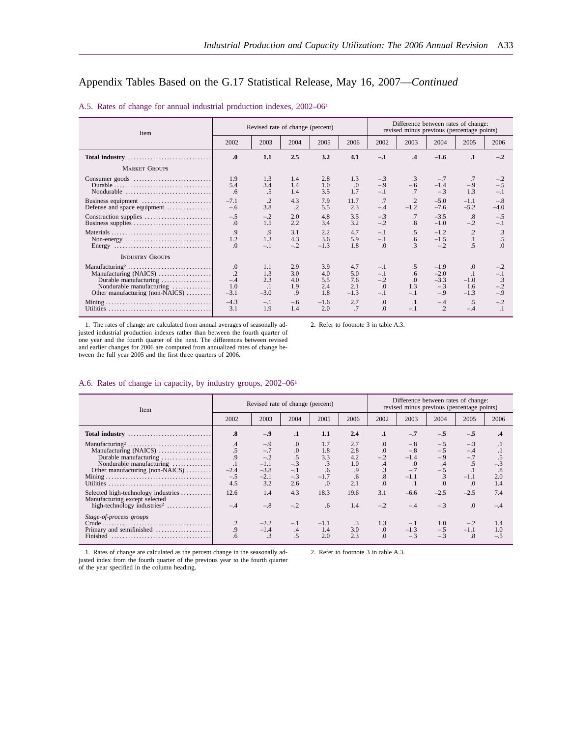## Appendix Tables Based on the G.17 Statistical Release, May 16, 2007—*Continued*

### A.5. Rates of change for annual industrial production indexes, 2002–06[1]

| Item | Revised rate of change (percent) | | | | | Difference between rates of change: revised minus previous (percentage points) | | | | |
|---|---|---|---|---|---|---|---|---|---|---|
| | 2002 | 2003 | 2004 | 2005 | 2006 | 2002 | 2003 | 2004 | 2005 | 2006 |
| **Total industry** | **.0** | **1.1** | **2.5** | **3.2** | **4.1** | **–.1** | **.4** | **–1.6** | **.1** | **–.2** |
| MARKET GROUPS | | | | | | | | | | |
| Consumer goods | 1.9 | 1.3 | 1.4 | 2.8 | 1.3 | –.3 | .3 | –.7 | .7 | –.2 |
| Durable | 5.4 | 3.4 | 1.4 | 1.0 | .0 | –.9 | –.6 | –1.4 | –.9 | –.5 |
| Nondurable | .6 | .5 | 1.4 | 3.5 | 1.7 | –.1 | .7 | –.3 | 1.3 | –.1 |
| Business equipment | –7.1 | .2 | 4.3 | 7.9 | 11.7 | .7 | .2 | –5.0 | –1.1 | –.8 |
| Defense and space equipment | –.6 | 3.8 | .2 | 5.5 | 2.3 | –.4 | –1.2 | –7.6 | –5.2 | –4.0 |
| Construction supplies | –.5 | –.2 | 2.0 | 4.8 | 3.5 | –.3 | .7 | –3.5 | .8 | –.5 |
| Business supplies | .0 | 1.5 | 2.2 | 3.4 | 3.2 | –.2 | .8 | –1.0 | –.2 | –.1 |
| Materials | .9 | .9 | 3.1 | 2.2 | 4.7 | –.1 | .5 | –1.2 | .2 | .3 |
| Non-energy | 1.2 | 1.3 | 4.3 | 3.6 | 5.9 | –.1 | .6 | –1.5 | .1 | .5 |
| Energy | .0 | –.1 | –.2 | –1.3 | 1.8 | .0 | .3 | –.2 | .5 | .0 |
| INDUSTRY GROUPS | | | | | | | | | | |
| Manufacturing[2] | .0 | 1.1 | 2.9 | 3.9 | 4.7 | –.1 | .5 | –1.9 | .0 | –.2 |
| Manufacturing (NAICS) | .2 | 1.3 | 3.0 | 4.0 | 5.0 | –.1 | .6 | –2.0 | .1 | –.1 |
| Durable manufacturing | –.4 | 2.3 | 4.0 | 5.5 | 7.6 | –.2 | .0 | –3.3 | –1.0 | .3 |
| Nondurable manufacturing | 1.0 | .1 | 1.9 | 2.4 | 2.1 | .0 | 1.3 | –.3 | 1.6 | –.2 |
| Other manufacturing (non-NAICS) | –3.1 | –3.0 | .9 | 1.8 | –1.3 | –.1 | –.1 | –.9 | –1.3 | –.9 |
| Mining | –4.3 | –.1 | –.6 | –1.6 | 2.7 | .0 | .1 | –.4 | .5 | –.2 |
| Utilities | 3.1 | 1.9 | 1.4 | 2.0 | .7 | .0 | –.1 | .2 | –.4 | .1 |

1. The rates of change are calculated from annual averages of seasonally adjusted industrial production indexes rather than between the fourth quarter of one year and the fourth quarter of the next. The differences between revised and earlier changes for 2006 are computed from annualized rates of change between the full year 2005 and the first three quarters of 2006.

2. Refer to footnote 3 in table A.3.

### A.6. Rates of change in capacity, by industry groups, 2002–06[1]

| Item | Revised rate of change (percent) | | | | | Difference between rates of change: revised minus previous (percentage points) | | | | |
|---|---|---|---|---|---|---|---|---|---|---|
| | 2002 | 2003 | 2004 | 2005 | 2006 | 2002 | 2003 | 2004 | 2005 | 2006 |
| **Total industry** | **.8** | **–.9** | **.1** | **1.1** | **2.4** | **.1** | **–.7** | **–.5** | **–.5** | **.4** |
| Manufacturing[2] | .4 | –.9 | .0 | 1.7 | 2.7 | .0 | –.8 | –.5 | –.3 | .1 |
| Manufacturing (NAICS) | .5 | –.7 | .0 | 1.8 | 2.8 | .0 | –.8 | –.5 | –.4 | .1 |
| Durable manufacturing | .9 | –.2 | .5 | 3.3 | 4.2 | –.2 | –1.4 | –.9 | –.7 | .5 |
| Nondurable manufacturing | .1 | –1.1 | –.3 | .3 | 1.0 | .4 | .0 | .4 | .5 | –.3 |
| Other manufacturing (non-NAICS) | –2.4 | –3.8 | –.1 | .6 | .9 | .3 | –.7 | –.5 | .1 | .8 |
| Mining | –.5 | –2.1 | –.3 | –1.7 | .6 | .8 | –1.1 | .3 | –1.1 | 2.0 |
| Utilities | 4.5 | 3.2 | 2.6 | .0 | 2.1 | .0 | .1 | .0 | .0 | 1.4 |
| Selected high-technology industries | 12.6 | 1.4 | 4.3 | 18.3 | 19.6 | 3.1 | –6.6 | –2.5 | –2.5 | 7.4 |
| Manufacturing except selected high-technology industries[2] | –.4 | –.8 | –.2 | .6 | 1.4 | –.2 | –.4 | –.3 | .0 | –.4 |
| *Stage-of-process groups* | | | | | | | | | | |
| Crude | .2 | –2.2 | –.1 | –1.1 | .3 | 1.3 | –.1 | 1.0 | –.2 | 1.4 |
| Primary and semifinished | .9 | –1.4 | .4 | 1.4 | 3.0 | .0 | –1.3 | –.5 | –1.1 | 1.0 |
| Finished | .6 | .3 | .5 | 2.0 | 2.3 | .0 | –.3 | –.3 | .8 | –.5 |

1. Rates of change are calculated as the percent change in the seasonally adjusted index from the fourth quarter of the previous year to the fourth quarter of the year specified in the column heading.

2. Refer to footnote 3 in table A.3.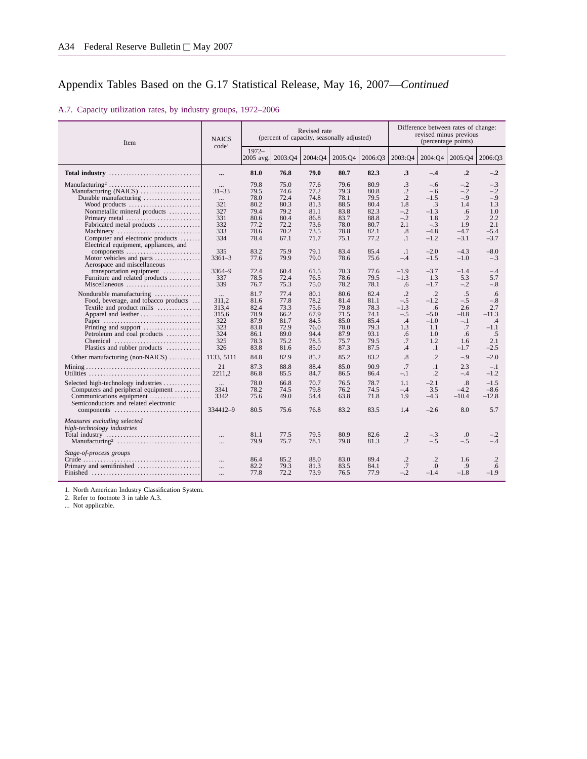## Appendix Tables Based on the G.17 Statistical Release, May 16, 2007—*Continued*

### A.7. Capacity utilization rates, by industry groups, 1972–2006

| Item | NAICS code[1] | Revised rate (percent of capacity, seasonally adjusted) | | | | | Difference between rates of change: revised minus previous (percentage points) | | | |
|---|---|---|---|---|---|---|---|---|---|---|
| | | 1972–2005 avg. | 2003:Q4 | 2004:Q4 | 2005:Q4 | 2006:Q3 | 2003:Q4 | 2004:Q4 | 2005:Q4 | 2006:Q3 |
| **Total industry** | **...** | **81.0** | **76.8** | **79.0** | **80.7** | **82.3** | **.3** | **–.4** | **.2** | **–.2** |
| Manufacturing[2] | ... | 79.8 | 75.0 | 77.6 | 79.6 | 80.9 | .3 | –.6 | –.2 | –.3 |
| Manufacturing (NAICS) | 31–33 | 79.5 | 74.6 | 77.2 | 79.3 | 80.8 | .2 | –.6 | –.2 | –.2 |
| Durable manufacturing | ... | 78.0 | 72.4 | 74.8 | 78.1 | 79.5 | .2 | –1.5 | –.9 | –.9 |
| Wood products | 321 | 80.2 | 80.3 | 81.3 | 88.5 | 80.4 | 1.8 | .3 | 1.4 | 1.3 |
| Nonmetallic mineral products | 327 | 79.4 | 79.2 | 81.1 | 83.8 | 82.3 | –.2 | –1.3 | .6 | 1.0 |
| Primary metal | 331 | 80.6 | 80.4 | 86.8 | 83.7 | 88.8 | –.2 | 1.8 | .2 | 2.2 |
| Fabricated metal products | 332 | 77.2 | 72.2 | 73.6 | 78.0 | 80.7 | 2.1 | –.3 | 1.9 | 2.1 |
| Machinery | 333 | 78.6 | 70.2 | 73.5 | 78.8 | 82.1 | .8 | –4.8 | –4.7 | –5.4 |
| Computer and electronic products | 334 | 78.4 | 67.1 | 71.7 | 75.1 | 77.2 | .1 | –1.2 | –3.1 | –3.7 |
| Electrical equipment, appliances, and components | 335 | 83.2 | 75.9 | 79.1 | 83.4 | 85.4 | .1 | –2.0 | –4.3 | –8.0 |
| Motor vehicles and parts | 3361–3 | 77.6 | 79.9 | 79.0 | 78.6 | 75.6 | –.4 | –1.5 | –1.0 | –.3 |
| Aerospace and miscellaneous transportation equipment | 3364–9 | 72.4 | 60.4 | 61.5 | 70.3 | 77.6 | –1.9 | –3.7 | –1.4 | –.4 |
| Furniture and related products | 337 | 78.5 | 72.4 | 76.5 | 78.6 | 79.5 | –1.3 | 1.3 | 5.3 | 5.7 |
| Miscellaneous | 339 | 76.7 | 75.3 | 75.0 | 78.2 | 78.1 | .6 | –1.7 | –.2 | –.8 |
| Nondurable manufacturing | ... | 81.7 | 77.4 | 80.1 | 80.6 | 82.4 | .2 | .2 | .5 | .6 |
| Food, beverage, and tobacco products | 311,2 | 81.6 | 77.8 | 78.2 | 81.4 | 81.1 | –.5 | –1.2 | –.5 | –.8 |
| Textile and product mills | 313,4 | 82.4 | 73.3 | 75.6 | 79.8 | 78.3 | –1.3 | .6 | 2.6 | 2.7 |
| Apparel and leather | 315,6 | 78.9 | 66.2 | 67.9 | 71.5 | 74.1 | –.5 | –5.0 | –8.8 | –11.3 |
| Paper | 322 | 87.9 | 81.7 | 84.5 | 85.0 | 85.4 | .4 | –1.0 | –.1 | .4 |
| Printing and support | 323 | 83.8 | 72.9 | 76.0 | 78.0 | 79.3 | 1.3 | 1.1 | .7 | –1.1 |
| Petroleum and coal products | 324 | 86.1 | 89.0 | 94.4 | 87.9 | 93.1 | .6 | 1.0 | .6 | .5 |
| Chemical | 325 | 78.3 | 75.2 | 78.5 | 75.7 | 79.5 | .7 | 1.2 | 1.6 | 2.1 |
| Plastics and rubber products | 326 | 83.8 | 81.6 | 85.0 | 87.3 | 87.5 | .4 | .1 | –1.7 | –2.5 |
| Other manufacturing (non-NAICS) | 1133, 5111 | 84.8 | 82.9 | 85.2 | 85.2 | 83.2 | .8 | .2 | –.9 | –2.0 |
| Mining | 21 | 87.3 | 88.8 | 88.4 | 85.0 | 90.9 | .7 | .1 | 2.3 | –.1 |
| Utilities | 2211,2 | 86.8 | 85.5 | 84.7 | 86.5 | 86.4 | –.1 | .2 | –.4 | –1.2 |
| Selected high-technology industries | ... | 78.0 | 66.8 | 70.7 | 76.5 | 78.7 | 1.1 | –2.1 | .8 | –1.5 |
| Computers and peripheral equipment | 3341 | 78.2 | 74.5 | 79.8 | 76.2 | 74.5 | –.4 | 3.5 | –4.2 | –8.6 |
| Communications equipment | 3342 | 75.6 | 49.0 | 54.4 | 63.8 | 71.8 | 1.9 | –4.3 | –10.4 | –12.8 |
| Semiconductors and related electronic components | 334412–9 | 80.5 | 75.6 | 76.8 | 83.2 | 83.5 | 1.4 | –2.6 | 8.0 | 5.7 |
| *Measures excluding selected high-technology industries* | | | | | | | | | | |
| Total industry | ... | 81.1 | 77.5 | 79.5 | 80.9 | 82.6 | .2 | –.3 | .0 | –.2 |
| Manufacturing[2] | ... | 79.9 | 75.7 | 78.1 | 79.8 | 81.3 | .2 | –.5 | –.5 | –.4 |
| *Stage-of-process groups* | | | | | | | | | | |
| Crude | ... | 86.4 | 85.2 | 88.0 | 83.0 | 89.4 | .2 | .2 | 1.6 | .2 |
| Primary and semifinished | ... | 82.2 | 79.3 | 81.3 | 83.5 | 84.1 | .7 | .0 | .9 | .6 |
| Finished | ... | 77.8 | 72.2 | 73.9 | 76.5 | 77.9 | –.2 | –1.4 | –1.8 | –1.9 |

1. North American Industry Classification System.

2. Refer to footnote 3 in table A.3.

... Not applicable.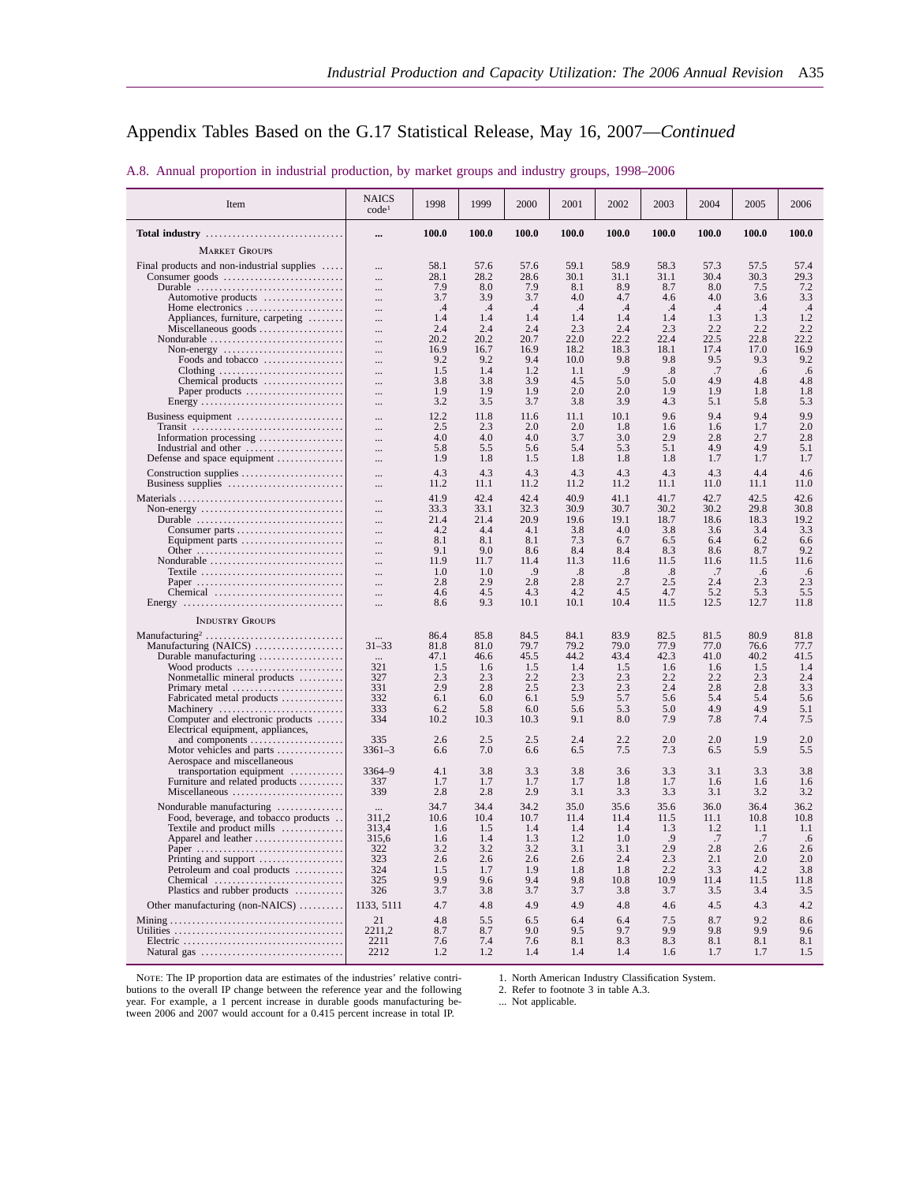## Appendix Tables Based on the G.17 Statistical Release, May 16, 2007—*Continued*

A.8. Annual proportion in industrial production, by market groups and industry groups, 1998–2006

| Item | NAICS code[1] | 1998 | 1999 | 2000 | 2001 | 2002 | 2003 | 2004 | 2005 | 2006 |
|---|---|---|---|---|---|---|---|---|---|---|
| **Total industry** | ... | **100.0** | **100.0** | **100.0** | **100.0** | **100.0** | **100.0** | **100.0** | **100.0** | **100.0** |
| MARKET GROUPS | | | | | | | | | | |
| Final products and non-industrial supplies | ... | 58.1 | 57.6 | 57.6 | 59.1 | 58.9 | 58.3 | 57.3 | 57.5 | 57.4 |
| Consumer goods | ... | 28.1 | 28.2 | 28.6 | 30.1 | 31.1 | 31.1 | 30.4 | 30.3 | 29.3 |
| Durable | ... | 7.9 | 8.0 | 7.9 | 8.1 | 8.9 | 8.7 | 8.0 | 7.5 | 7.2 |
| Automotive products | ... | 3.7 | 3.9 | 3.7 | 4.0 | 4.7 | 4.6 | 4.0 | 3.6 | 3.3 |
| Home electronics | ... | .4 | .4 | .4 | .4 | .4 | .4 | .4 | .4 | .4 |
| Appliances, furniture, carpeting | ... | 1.4 | 1.4 | 1.4 | 1.4 | 1.4 | 1.4 | 1.3 | 1.3 | 1.2 |
| Miscellaneous goods | ... | 2.4 | 2.4 | 2.4 | 2.3 | 2.4 | 2.3 | 2.2 | 2.2 | 2.2 |
| Nondurable | ... | 20.2 | 20.2 | 20.7 | 22.0 | 22.2 | 22.4 | 22.5 | 22.8 | 22.2 |
| Non-energy | ... | 16.9 | 16.7 | 16.9 | 18.2 | 18.3 | 18.1 | 17.4 | 17.0 | 16.9 |
| Foods and tobacco | ... | 9.2 | 9.2 | 9.4 | 10.0 | 9.8 | 9.8 | 9.5 | 9.3 | 9.2 |
| Clothing | ... | 1.5 | 1.4 | 1.2 | 1.1 | .9 | .8 | .7 | .6 | .6 |
| Chemical products | ... | 3.8 | 3.8 | 3.9 | 4.5 | 5.0 | 5.0 | 4.9 | 4.8 | 4.8 |
| Paper products | ... | 1.9 | 1.9 | 1.9 | 2.0 | 2.0 | 1.9 | 1.9 | 1.8 | 1.8 |
| Energy | ... | 3.2 | 3.5 | 3.7 | 3.8 | 3.9 | 4.3 | 5.1 | 5.8 | 5.3 |
| Business equipment | ... | 12.2 | 11.8 | 11.6 | 11.1 | 10.1 | 9.6 | 9.4 | 9.4 | 9.9 |
| Transit | ... | 2.5 | 2.3 | 2.0 | 2.0 | 1.8 | 1.6 | 1.6 | 1.7 | 2.0 |
| Information processing | ... | 4.0 | 4.0 | 4.0 | 3.7 | 3.0 | 2.9 | 2.8 | 2.7 | 2.8 |
| Industrial and other | ... | 5.8 | 5.5 | 5.6 | 5.4 | 5.3 | 5.1 | 4.9 | 4.9 | 5.1 |
| Defense and space equipment | ... | 1.9 | 1.8 | 1.5 | 1.8 | 1.8 | 1.8 | 1.7 | 1.7 | 1.7 |
| Construction supplies | ... | 4.3 | 4.3 | 4.3 | 4.3 | 4.3 | 4.3 | 4.3 | 4.4 | 4.6 |
| Business supplies | ... | 11.2 | 11.1 | 11.2 | 11.2 | 11.2 | 11.1 | 11.0 | 11.1 | 11.0 |
| Materials | ... | 41.9 | 42.4 | 42.4 | 40.9 | 41.1 | 41.7 | 42.7 | 42.5 | 42.6 |
| Non-energy | ... | 33.3 | 33.1 | 32.3 | 30.9 | 30.7 | 30.2 | 30.2 | 29.8 | 30.8 |
| Durable | ... | 21.4 | 21.4 | 20.9 | 19.6 | 19.1 | 18.7 | 18.6 | 18.3 | 19.2 |
| Consumer parts | ... | 4.2 | 4.4 | 4.1 | 3.8 | 4.0 | 3.8 | 3.6 | 3.4 | 3.3 |
| Equipment parts | ... | 8.1 | 8.1 | 8.1 | 7.3 | 6.7 | 6.5 | 6.4 | 6.2 | 6.6 |
| Other | ... | 9.1 | 9.0 | 8.6 | 8.4 | 8.4 | 8.3 | 8.6 | 8.7 | 9.2 |
| Nondurable | ... | 11.9 | 11.7 | 11.4 | 11.3 | 11.6 | 11.5 | 11.6 | 11.5 | 11.6 |
| Textile | ... | 1.0 | 1.0 | .9 | .8 | .8 | .8 | .7 | .6 | .6 |
| Paper | ... | 2.8 | 2.9 | 2.8 | 2.8 | 2.7 | 2.5 | 2.4 | 2.3 | 2.3 |
| Chemical | ... | 4.6 | 4.5 | 4.3 | 4.2 | 4.5 | 4.7 | 5.2 | 5.3 | 5.5 |
| Energy | ... | 8.6 | 9.3 | 10.1 | 10.1 | 10.4 | 11.5 | 12.5 | 12.7 | 11.8 |
| INDUSTRY GROUPS | | | | | | | | | | |
| Manufacturing[2] | ... | 86.4 | 85.8 | 84.5 | 84.1 | 83.9 | 82.5 | 81.5 | 80.9 | 81.8 |
| Manufacturing (NAICS) | 31–33 | 81.8 | 81.0 | 79.7 | 79.2 | 79.0 | 77.9 | 77.0 | 76.6 | 77.7 |
| Durable manufacturing | ... | 47.1 | 46.6 | 45.5 | 44.2 | 43.4 | 42.3 | 41.0 | 40.2 | 41.5 |
| Wood products | 321 | 1.5 | 1.6 | 1.5 | 1.4 | 1.5 | 1.6 | 1.6 | 1.5 | 1.4 |
| Nonmetallic mineral products | 327 | 2.3 | 2.3 | 2.2 | 2.3 | 2.3 | 2.2 | 2.2 | 2.3 | 2.4 |
| Primary metal | 331 | 2.9 | 2.8 | 2.5 | 2.3 | 2.3 | 2.4 | 2.8 | 2.8 | 3.3 |
| Fabricated metal products | 332 | 6.1 | 6.0 | 6.1 | 5.9 | 5.7 | 5.6 | 5.4 | 5.4 | 5.6 |
| Machinery | 333 | 6.2 | 5.8 | 6.0 | 5.6 | 5.3 | 5.0 | 4.9 | 4.9 | 5.1 |
| Computer and electronic products | 334 | 10.2 | 10.3 | 10.3 | 9.1 | 8.0 | 7.9 | 7.8 | 7.4 | 7.5 |
| Electrical equipment, appliances, and components | 335 | 2.6 | 2.5 | 2.5 | 2.4 | 2.2 | 2.0 | 2.0 | 1.9 | 2.0 |
| Motor vehicles and parts | 3361–3 | 6.6 | 7.0 | 6.6 | 6.5 | 7.5 | 7.3 | 6.5 | 5.9 | 5.5 |
| Aerospace and miscellaneous transportation equipment | 3364–9 | 4.1 | 3.8 | 3.3 | 3.8 | 3.6 | 3.3 | 3.1 | 3.3 | 3.8 |
| Furniture and related products | 337 | 1.7 | 1.7 | 1.7 | 1.7 | 1.8 | 1.7 | 1.6 | 1.6 | 1.6 |
| Miscellaneous | 339 | 2.8 | 2.8 | 2.9 | 3.1 | 3.3 | 3.3 | 3.1 | 3.2 | 3.2 |
| Nondurable manufacturing | ... | 34.7 | 34.4 | 34.2 | 35.0 | 35.6 | 35.6 | 36.0 | 36.4 | 36.2 |
| Food, beverage, and tobacco products | 311,2 | 10.6 | 10.4 | 10.7 | 11.4 | 11.4 | 11.5 | 11.1 | 10.8 | 10.8 |
| Textile and product mills | 313,4 | 1.6 | 1.5 | 1.4 | 1.4 | 1.4 | 1.3 | 1.2 | 1.1 | 1.1 |
| Apparel and leather | 315,6 | 1.6 | 1.4 | 1.3 | 1.2 | 1.0 | .9 | .7 | .7 | .6 |
| Paper | 322 | 3.2 | 3.2 | 3.2 | 3.1 | 3.1 | 2.9 | 2.8 | 2.6 | 2.6 |
| Printing and support | 323 | 2.6 | 2.6 | 2.6 | 2.6 | 2.4 | 2.3 | 2.1 | 2.0 | 2.0 |
| Petroleum and coal products | 324 | 1.5 | 1.7 | 1.9 | 1.8 | 1.8 | 2.2 | 3.3 | 4.2 | 3.8 |
| Chemical | 325 | 9.9 | 9.6 | 9.4 | 9.8 | 10.8 | 10.9 | 11.4 | 11.5 | 11.8 |
| Plastics and rubber products | 326 | 3.7 | 3.8 | 3.7 | 3.7 | 3.8 | 3.7 | 3.5 | 3.4 | 3.5 |
| Other manufacturing (non-NAICS) | 1133, 5111 | 4.7 | 4.8 | 4.9 | 4.9 | 4.8 | 4.6 | 4.5 | 4.3 | 4.2 |
| Mining | 21 | 4.8 | 5.5 | 6.5 | 6.4 | 6.4 | 7.5 | 8.7 | 9.2 | 8.6 |
| Utilities | 2211,2 | 8.7 | 8.7 | 9.0 | 9.5 | 9.7 | 9.9 | 9.8 | 9.9 | 9.6 |
| Electric | 2211 | 7.6 | 7.4 | 7.6 | 8.1 | 8.3 | 8.3 | 8.1 | 8.1 | 8.1 |
| Natural gas | 2212 | 1.2 | 1.2 | 1.4 | 1.4 | 1.4 | 1.6 | 1.7 | 1.7 | 1.5 |

NOTE: The IP proportion data are estimates of the industries' relative contributions to the overall IP change between the reference year and the following year. For example, a 1 percent increase in durable goods manufacturing between 2006 and 2007 would account for a 0.415 percent increase in total IP.

1. North American Industry Classification System.
2. Refer to footnote 3 in table A.3.
... Not applicable.